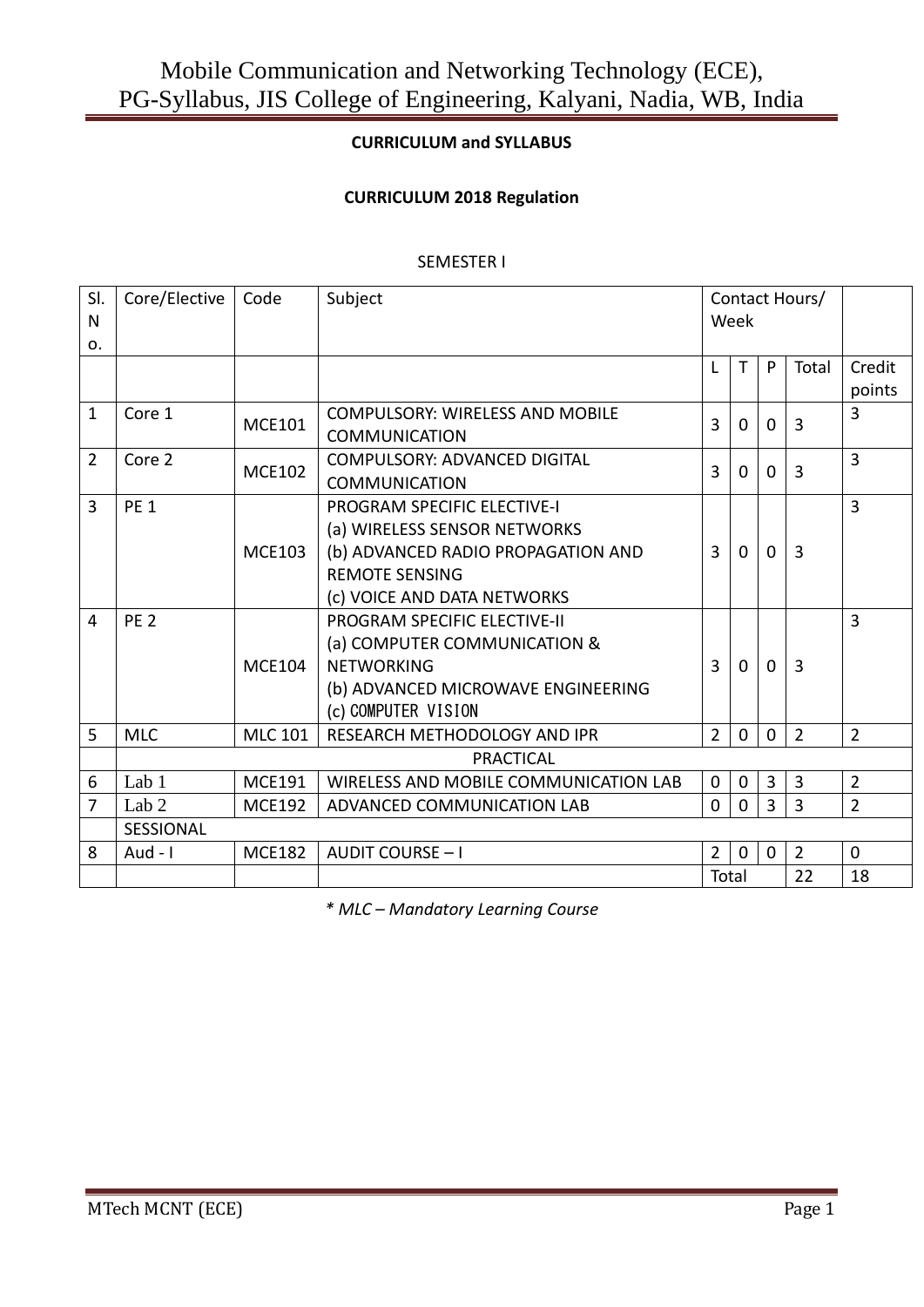**CURRICULUM and SYLLABUS**

**CURRICULUM 2018 Regulation**

SEMESTER I

| Sl. No. | Core/Elective | Code | Subject | Contact Hours/ Week | | | | |
|---|---|---|---|---|---|---|---|---|
| | | | | L | T | P | Total | Credit points |
| 1 | Core 1 | MCE101 | COMPULSORY: WIRELESS AND MOBILE COMMUNICATION | 3 | 0 | 0 | 3 | 3 |
| 2 | Core 2 | MCE102 | COMPULSORY: ADVANCED DIGITAL COMMUNICATION | 3 | 0 | 0 | 3 | 3 |
| 3 | PE 1 | MCE103 | PROGRAM SPECIFIC ELECTIVE-I<br>(a) WIRELESS SENSOR NETWORKS<br>(b) ADVANCED RADIO PROPAGATION AND REMOTE SENSING<br>(c) VOICE AND DATA NETWORKS | 3 | 0 | 0 | 3 | 3 |
| 4 | PE 2 | MCE104 | PROGRAM SPECIFIC ELECTIVE-II<br>(a) COMPUTER COMMUNICATION & NETWORKING<br>(b) ADVANCED MICROWAVE ENGINEERING<br>(c) COMPUTER VISION | 3 | 0 | 0 | 3 | 3 |
| 5 | MLC | MLC 101 | RESEARCH METHODOLOGY AND IPR | 2 | 0 | 0 | 2 | 2 |
| | PRACTICAL | | | | | | | |
| 6 | Lab 1 | MCE191 | WIRELESS AND MOBILE COMMUNICATION LAB | 0 | 0 | 3 | 3 | 2 |
| 7 | Lab 2 | MCE192 | ADVANCED COMMUNICATION LAB | 0 | 0 | 3 | 3 | 2 |
| | SESSIONAL | | | | | | | |
| 8 | Aud - I | MCE182 | AUDIT COURSE – I | 2 | 0 | 0 | 2 | 0 |
| | | | | Total | | | 22 | 18 |

*\* MLC – Mandatory Learning Course*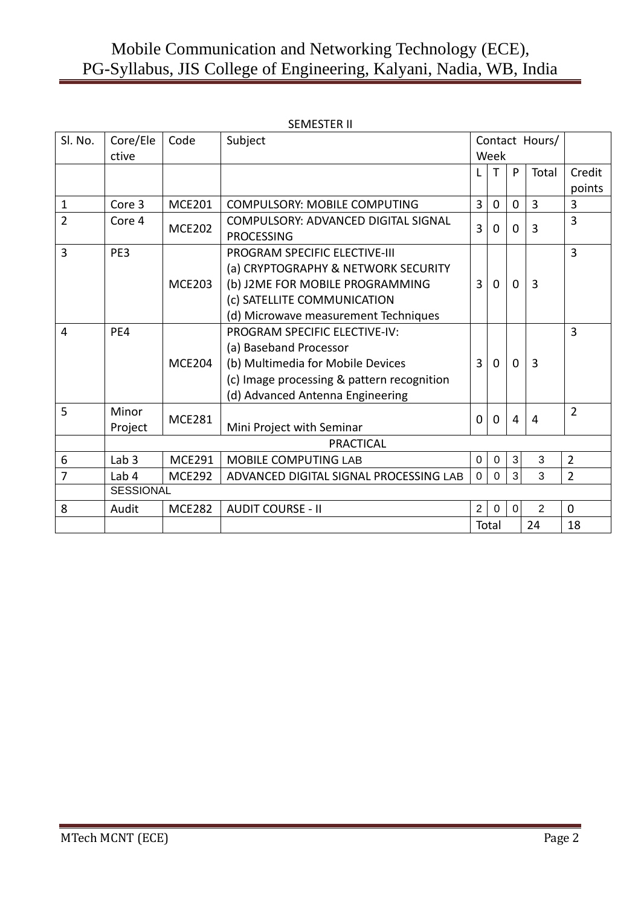SEMESTER II

| Sl. No. | Core/Elective | Code | Subject | Contact Hours/ Week | | | | |
|---|---|---|---|---|---|---|---|---|
| | | | | L | T | P | Total | Credit points |
| 1 | Core 3 | MCE201 | COMPULSORY: MOBILE COMPUTING | 3 | 0 | 0 | 3 | 3 |
| 2 | Core 4 | MCE202 | COMPULSORY: ADVANCED DIGITAL SIGNAL PROCESSING | 3 | 0 | 0 | 3 | 3 |
| 3 | PE3 | MCE203 | PROGRAM SPECIFIC ELECTIVE-III<br>(a) CRYPTOGRAPHY & NETWORK SECURITY<br>(b) J2ME FOR MOBILE PROGRAMMING<br>(c) SATELLITE COMMUNICATION<br>(d) Microwave measurement Techniques | 3 | 0 | 0 | 3 | 3 |
| 4 | PE4 | MCE204 | PROGRAM SPECIFIC ELECTIVE-IV:<br>(a) Baseband Processor<br>(b) Multimedia for Mobile Devices<br>(c) Image processing & pattern recognition<br>(d) Advanced Antenna Engineering | 3 | 0 | 0 | 3 | 3 |
| 5 | Minor Project | MCE281 | Mini Project with Seminar | 0 | 0 | 4 | 4 | 2 |
| | PRACTICAL | | | | | | | |
| 6 | Lab 3 | MCE291 | MOBILE COMPUTING LAB | 0 | 0 | 3 | 3 | 2 |
| 7 | Lab 4 | MCE292 | ADVANCED DIGITAL SIGNAL PROCESSING LAB | 0 | 0 | 3 | 3 | 2 |
| | SESSIONAL | | | | | | | |
| 8 | Audit | MCE282 | AUDIT COURSE - II | 2 | 0 | 0 | 2 | 0 |
| | | | | Total | | | 24 | 18 |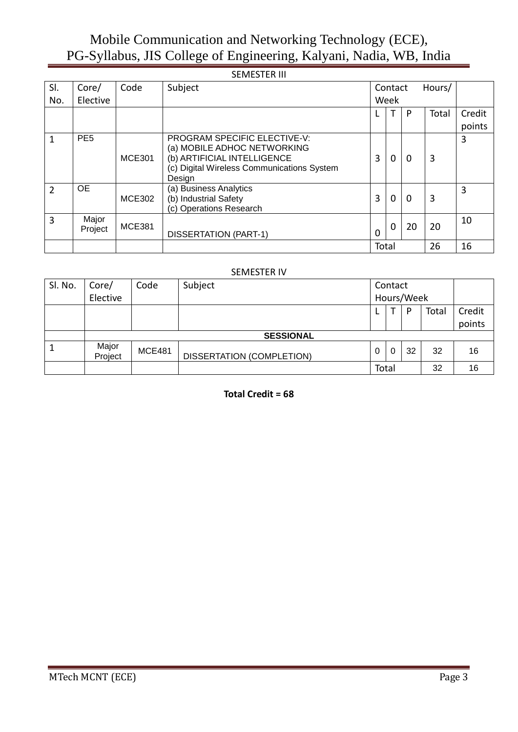SEMESTER III

| Sl. No. | Core/ Elective | Code | Subject | Contact Hours/ Week | | | | |
|---|---|---|---|---|---|---|---|---|
| | | | | L | T | P | Total | Credit points |
| 1 | PE5 | MCE301 | PROGRAM SPECIFIC ELECTIVE-V:<br>(a) MOBILE ADHOC NETWORKING<br>(b) ARTIFICIAL INTELLIGENCE<br>(c) Digital Wireless Communications System Design | 3 | 0 | 0 | 3 | 3 |
| 2 | OE | MCE302 | (a) Business Analytics<br>(b) Industrial Safety<br>(c) Operations Research | 3 | 0 | 0 | 3 | 3 |
| 3 | Major Project | MCE381 | DISSERTATION (PART-1) | 0 | 0 | 20 | 20 | 10 |
| | | | | Total | | | 26 | 16 |

SEMESTER IV

| Sl. No. | Core/ Elective | Code | Subject | Contact Hours/Week | | | | |
|---|---|---|---|---|---|---|---|---|
| | | | | L | T | P | Total | Credit points |
| | **SESSIONAL** | | | | | | | |
| 1 | Major Project | MCE481 | DISSERTATION (COMPLETION) | 0 | 0 | 32 | 32 | 16 |
| | | | | Total | | | 32 | 16 |

**Total Credit = 68**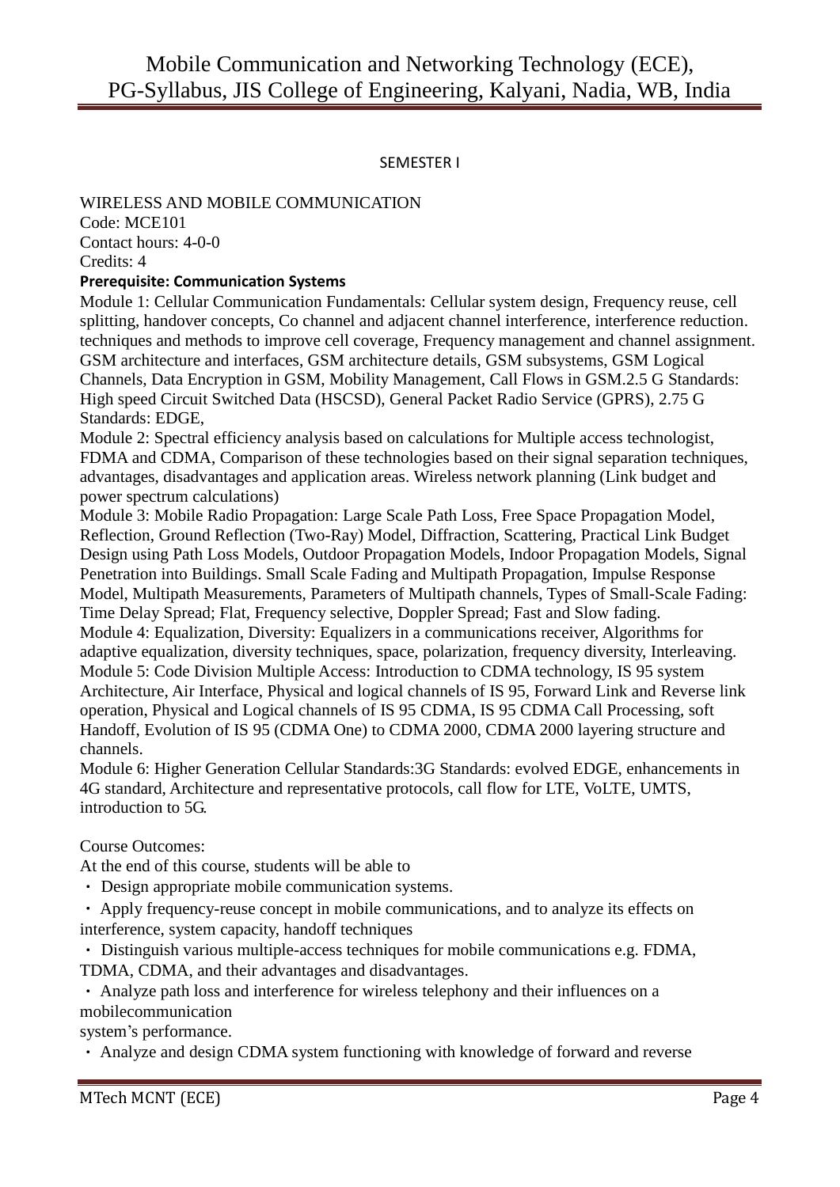SEMESTER I

WIRELESS AND MOBILE COMMUNICATION
Code: MCE101
Contact hours: 4-0-0
Credits: 4

**Prerequisite: Communication Systems**

Module 1: Cellular Communication Fundamentals: Cellular system design, Frequency reuse, cell splitting, handover concepts, Co channel and adjacent channel interference, interference reduction. techniques and methods to improve cell coverage, Frequency management and channel assignment. GSM architecture and interfaces, GSM architecture details, GSM subsystems, GSM Logical Channels, Data Encryption in GSM, Mobility Management, Call Flows in GSM.2.5 G Standards: High speed Circuit Switched Data (HSCSD), General Packet Radio Service (GPRS), 2.75 G Standards: EDGE,

Module 2: Spectral efficiency analysis based on calculations for Multiple access technologist, FDMA and CDMA, Comparison of these technologies based on their signal separation techniques, advantages, disadvantages and application areas. Wireless network planning (Link budget and power spectrum calculations)

Module 3: Mobile Radio Propagation: Large Scale Path Loss, Free Space Propagation Model, Reflection, Ground Reflection (Two-Ray) Model, Diffraction, Scattering, Practical Link Budget Design using Path Loss Models, Outdoor Propagation Models, Indoor Propagation Models, Signal Penetration into Buildings. Small Scale Fading and Multipath Propagation, Impulse Response Model, Multipath Measurements, Parameters of Multipath channels, Types of Small-Scale Fading: Time Delay Spread; Flat, Frequency selective, Doppler Spread; Fast and Slow fading.

Module 4: Equalization, Diversity: Equalizers in a communications receiver, Algorithms for adaptive equalization, diversity techniques, space, polarization, frequency diversity, Interleaving.

Module 5: Code Division Multiple Access: Introduction to CDMA technology, IS 95 system Architecture, Air Interface, Physical and logical channels of IS 95, Forward Link and Reverse link operation, Physical and Logical channels of IS 95 CDMA, IS 95 CDMA Call Processing, soft Handoff, Evolution of IS 95 (CDMA One) to CDMA 2000, CDMA 2000 layering structure and channels.

Module 6: Higher Generation Cellular Standards:3G Standards: evolved EDGE, enhancements in 4G standard, Architecture and representative protocols, call flow for LTE, VoLTE, UMTS, introduction to 5G.

Course Outcomes:

At the end of this course, students will be able to

- Design appropriate mobile communication systems.
- Apply frequency-reuse concept in mobile communications, and to analyze its effects on interference, system capacity, handoff techniques
- Distinguish various multiple-access techniques for mobile communications e.g. FDMA, TDMA, CDMA, and their advantages and disadvantages.
- Analyze path loss and interference for wireless telephony and their influences on a mobilecommunication system's performance.
- Analyze and design CDMA system functioning with knowledge of forward and reverse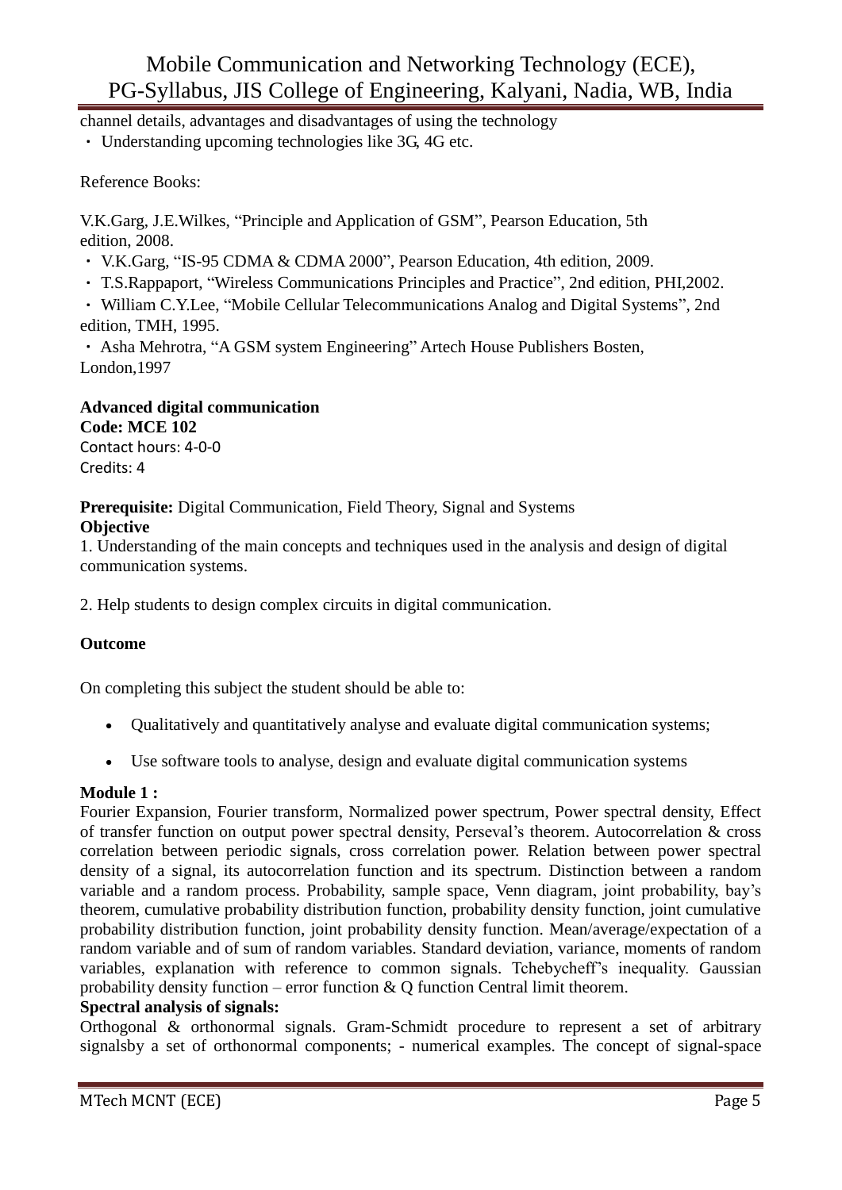channel details, advantages and disadvantages of using the technology

- Understanding upcoming technologies like 3G, 4G etc.

Reference Books:

V.K.Garg, J.E.Wilkes, "Principle and Application of GSM", Pearson Education, 5th edition, 2008.

- V.K.Garg, "IS-95 CDMA & CDMA 2000", Pearson Education, 4th edition, 2009.
- T.S.Rappaport, "Wireless Communications Principles and Practice", 2nd edition, PHI,2002.
- William C.Y.Lee, "Mobile Cellular Telecommunications Analog and Digital Systems", 2nd edition, TMH, 1995.
- Asha Mehrotra, "A GSM system Engineering" Artech House Publishers Bosten, London,1997

**Advanced digital communication**
**Code: MCE 102**
Contact hours: 4-0-0
Credits: 4

**Prerequisite:** Digital Communication, Field Theory, Signal and Systems
**Objective**
1. Understanding of the main concepts and techniques used in the analysis and design of digital communication systems.

2. Help students to design complex circuits in digital communication.

**Outcome**

On completing this subject the student should be able to:

- Qualitatively and quantitatively analyse and evaluate digital communication systems;
- Use software tools to analyse, design and evaluate digital communication systems

**Module 1 :**
Fourier Expansion, Fourier transform, Normalized power spectrum, Power spectral density, Effect of transfer function on output power spectral density, Perseval's theorem. Autocorrelation & cross correlation between periodic signals, cross correlation power. Relation between power spectral density of a signal, its autocorrelation function and its spectrum. Distinction between a random variable and a random process. Probability, sample space, Venn diagram, joint probability, bay's theorem, cumulative probability distribution function, probability density function, joint cumulative probability distribution function, joint probability density function. Mean/average/expectation of a random variable and of sum of random variables. Standard deviation, variance, moments of random variables, explanation with reference to common signals. Tchebycheff's inequality. Gaussian probability density function – error function & Q function Central limit theorem.
**Spectral analysis of signals:**
Orthogonal & orthonormal signals. Gram-Schmidt procedure to represent a set of arbitrary signalsby a set of orthonormal components; - numerical examples. The concept of signal-space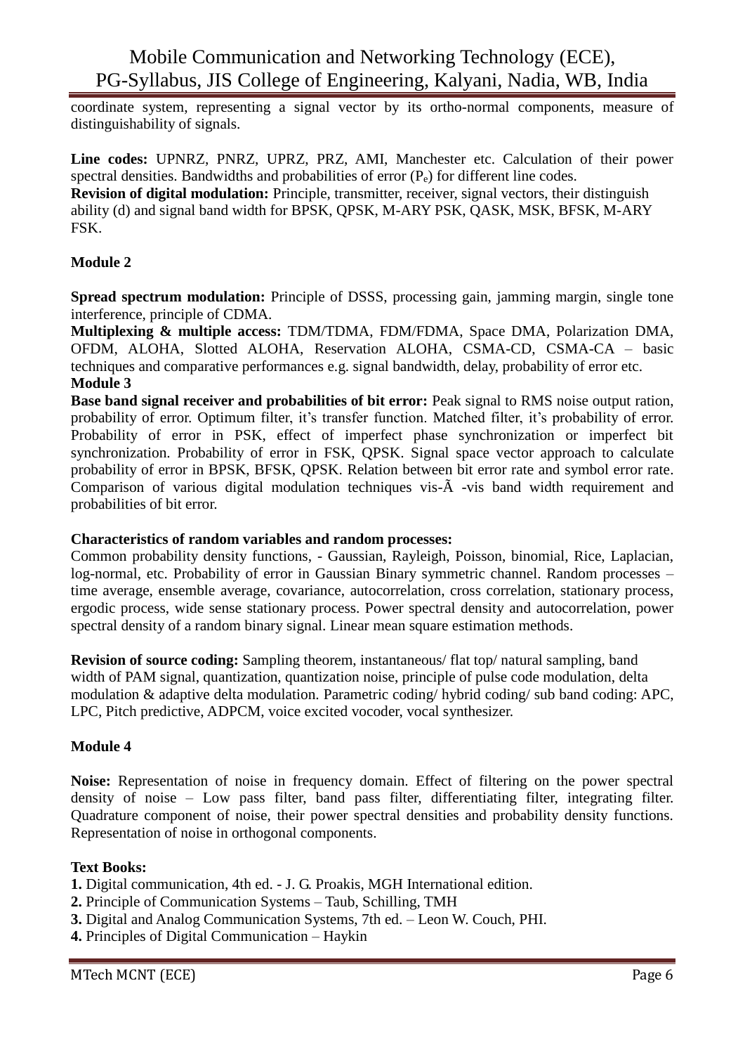coordinate system, representing a signal vector by its ortho-normal components, measure of distinguishability of signals.

**Line codes:** UPNRZ, PNRZ, UPRZ, PRZ, AMI, Manchester etc. Calculation of their power spectral densities. Bandwidths and probabilities of error ($P_e$) for different line codes.
**Revision of digital modulation:** Principle, transmitter, receiver, signal vectors, their distinguish ability (d) and signal band width for BPSK, QPSK, M-ARY PSK, QASK, MSK, BFSK, M-ARY FSK.

**Module 2**

**Spread spectrum modulation:** Principle of DSSS, processing gain, jamming margin, single tone interference, principle of CDMA.
**Multiplexing & multiple access:** TDM/TDMA, FDM/FDMA, Space DMA, Polarization DMA, OFDM, ALOHA, Slotted ALOHA, Reservation ALOHA, CSMA-CD, CSMA-CA – basic techniques and comparative performances e.g. signal bandwidth, delay, probability of error etc.
**Module 3**
**Base band signal receiver and probabilities of bit error:** Peak signal to RMS noise output ration, probability of error. Optimum filter, it's transfer function. Matched filter, it's probability of error. Probability of error in PSK, effect of imperfect phase synchronization or imperfect bit synchronization. Probability of error in FSK, QPSK. Signal space vector approach to calculate probability of error in BPSK, BFSK, QPSK. Relation between bit error rate and symbol error rate. Comparison of various digital modulation techniques vis-Ã -vis band width requirement and probabilities of bit error.

**Characteristics of random variables and random processes:**
Common probability density functions, - Gaussian, Rayleigh, Poisson, binomial, Rice, Laplacian, log-normal, etc. Probability of error in Gaussian Binary symmetric channel. Random processes – time average, ensemble average, covariance, autocorrelation, cross correlation, stationary process, ergodic process, wide sense stationary process. Power spectral density and autocorrelation, power spectral density of a random binary signal. Linear mean square estimation methods.

**Revision of source coding:** Sampling theorem, instantaneous/ flat top/ natural sampling, band width of PAM signal, quantization, quantization noise, principle of pulse code modulation, delta modulation & adaptive delta modulation. Parametric coding/ hybrid coding/ sub band coding: APC, LPC, Pitch predictive, ADPCM, voice excited vocoder, vocal synthesizer.

**Module 4**

**Noise:** Representation of noise in frequency domain. Effect of filtering on the power spectral density of noise – Low pass filter, band pass filter, differentiating filter, integrating filter. Quadrature component of noise, their power spectral densities and probability density functions. Representation of noise in orthogonal components.

**Text Books:**
**1.** Digital communication, 4th ed. - J. G. Proakis, MGH International edition.
**2.** Principle of Communication Systems – Taub, Schilling, TMH
**3.** Digital and Analog Communication Systems, 7th ed. – Leon W. Couch, PHI.
**4.** Principles of Digital Communication – Haykin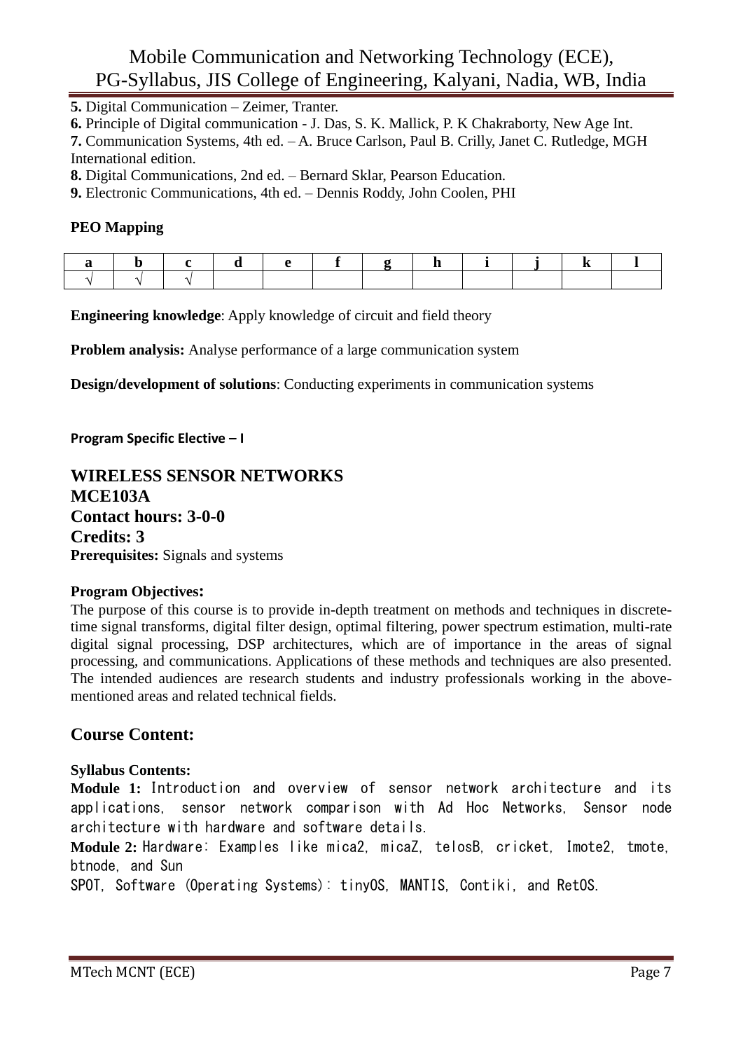**5.** Digital Communication – Zeimer, Tranter.
**6.** Principle of Digital communication - J. Das, S. K. Mallick, P. K Chakraborty, New Age Int.
**7.** Communication Systems, 4th ed. – A. Bruce Carlson, Paul B. Crilly, Janet C. Rutledge, MGH International edition.
**8.** Digital Communications, 2nd ed. – Bernard Sklar, Pearson Education.
**9.** Electronic Communications, 4th ed. – Dennis Roddy, John Coolen, PHI

**PEO Mapping**

| a | b | c | d | e | f | g | h | i | j | k | l |
|---|---|---|---|---|---|---|---|---|---|---|---|
| √ | √ | √ | | | | | | | | | |

**Engineering knowledge**: Apply knowledge of circuit and field theory

**Problem analysis:** Analyse performance of a large communication system

**Design/development of solutions**: Conducting experiments in communication systems

**Program Specific Elective – I**

## WIRELESS SENSOR NETWORKS
## MCE103A
## Contact hours: 3-0-0
## Credits: 3

**Prerequisites:** Signals and systems

**Program Objectives:**

The purpose of this course is to provide in-depth treatment on methods and techniques in discrete-time signal transforms, digital filter design, optimal filtering, power spectrum estimation, multi-rate digital signal processing, DSP architectures, which are of importance in the areas of signal processing, and communications. Applications of these methods and techniques are also presented. The intended audiences are research students and industry professionals working in the above-mentioned areas and related technical fields.

## Course Content:

**Syllabus Contents:**

**Module 1:** Introduction and overview of sensor network architecture and its applications, sensor network comparison with Ad Hoc Networks, Sensor node architecture with hardware and software details.

**Module 2:** Hardware: Examples like mica2, micaZ, telosB, cricket, Imote2, tmote, btnode, and Sun SPOT, Software (Operating Systems): tinyOS, MANTIS, Contiki, and RetOS.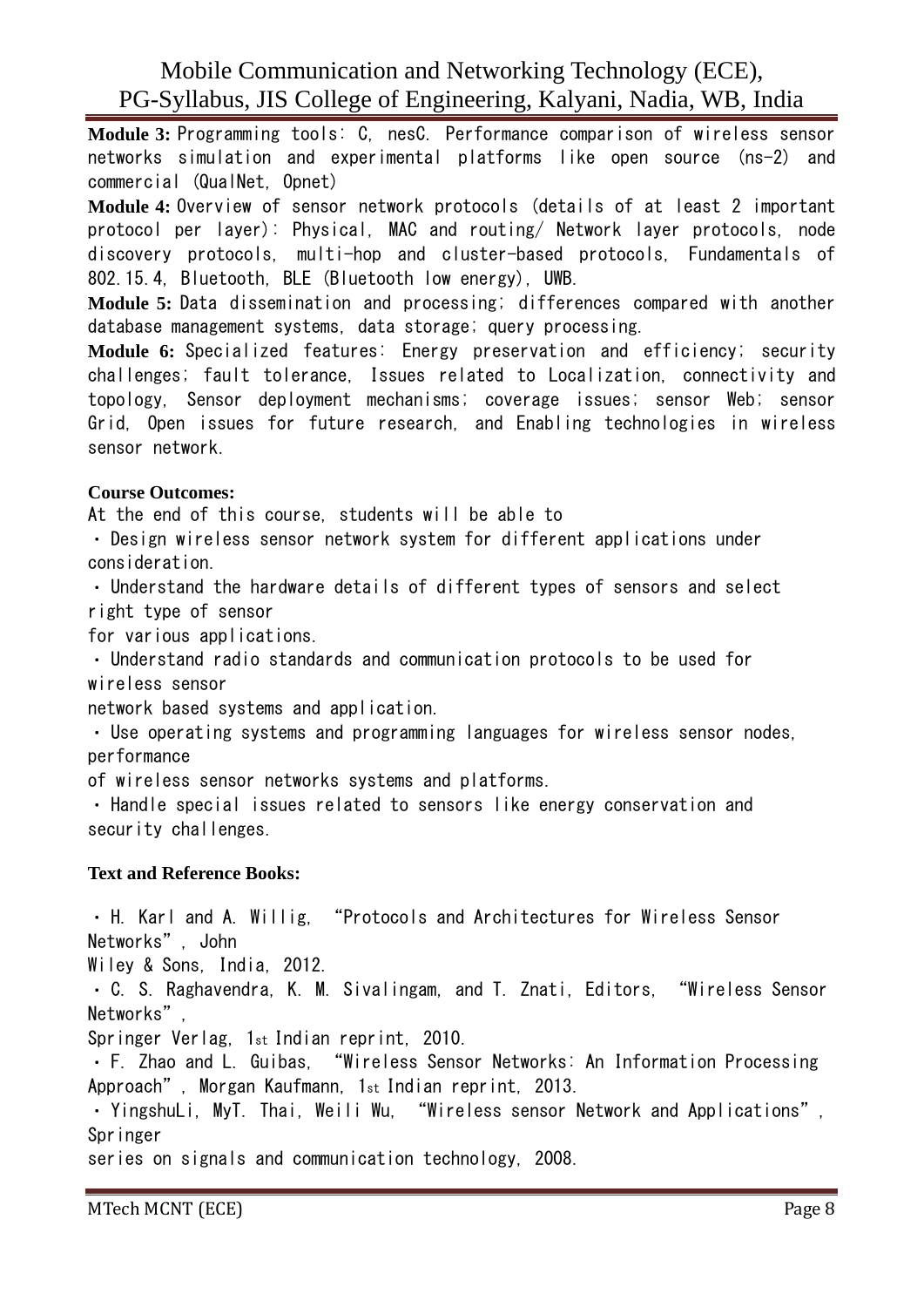**Module 3:** Programming tools: C, nesC. Performance comparison of wireless sensor networks simulation and experimental platforms like open source (ns-2) and commercial (QualNet, Opnet)

**Module 4:** Overview of sensor network protocols (details of at least 2 important protocol per layer): Physical, MAC and routing/ Network layer protocols, node discovery protocols, multi-hop and cluster-based protocols, Fundamentals of 802.15.4, Bluetooth, BLE (Bluetooth low energy), UWB.

**Module 5:** Data dissemination and processing; differences compared with another database management systems, data storage; query processing.

**Module 6:** Specialized features: Energy preservation and efficiency; security challenges; fault tolerance, Issues related to Localization, connectivity and topology, Sensor deployment mechanisms; coverage issues; sensor Web; sensor Grid, Open issues for future research, and Enabling technologies in wireless sensor network.

**Course Outcomes:**

At the end of this course, students will be able to

- Design wireless sensor network system for different applications under consideration.
- Understand the hardware details of different types of sensors and select right type of sensor for various applications.
- Understand radio standards and communication protocols to be used for wireless sensor network based systems and application.
- Use operating systems and programming languages for wireless sensor nodes, performance of wireless sensor networks systems and platforms.
- Handle special issues related to sensors like energy conservation and security challenges.

**Text and Reference Books:**

- H. Karl and A. Willig, "Protocols and Architectures for Wireless Sensor Networks", John Wiley & Sons, India, 2012.
- C. S. Raghavendra, K. M. Sivalingam, and T. Znati, Editors, "Wireless Sensor Networks", Springer Verlag, 1st Indian reprint, 2010.
- F. Zhao and L. Guibas, "Wireless Sensor Networks: An Information Processing Approach", Morgan Kaufmann, 1st Indian reprint, 2013.
- YingshuLi, MyT. Thai, Weili Wu, "Wireless sensor Network and Applications", Springer series on signals and communication technology, 2008.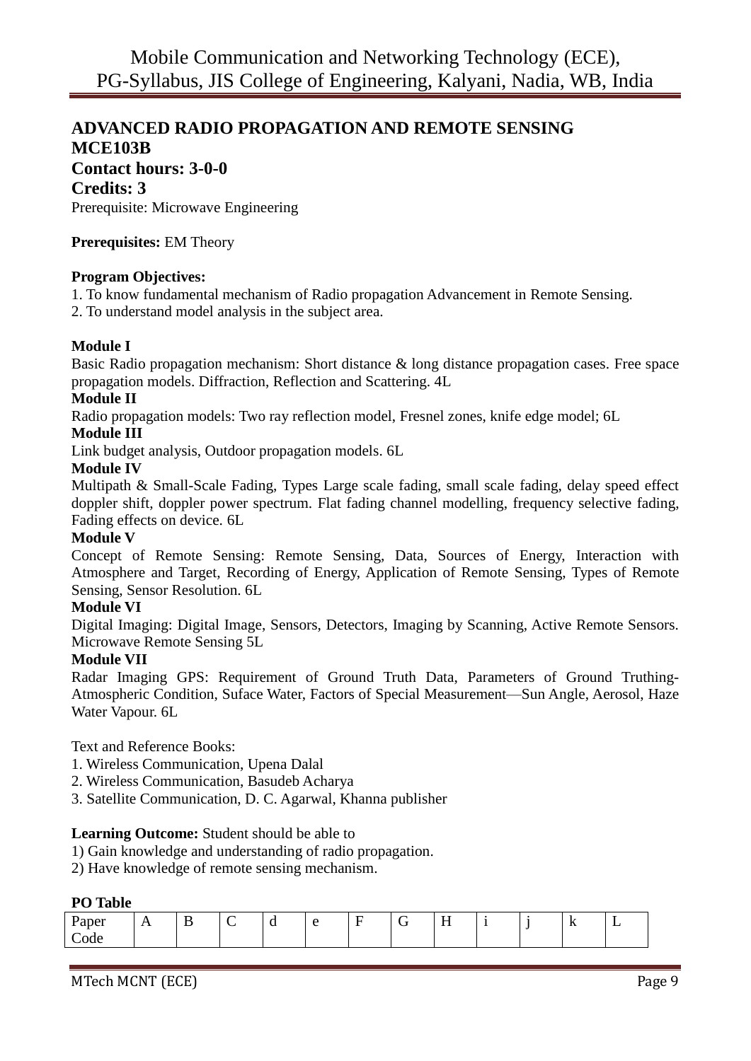## ADVANCED RADIO PROPAGATION AND REMOTE SENSING

## MCE103B

### Contact hours: 3-0-0

### Credits: 3

Prerequisite: Microwave Engineering

**Prerequisites:** EM Theory

**Program Objectives:**

1. To know fundamental mechanism of Radio propagation Advancement in Remote Sensing.
2. To understand model analysis in the subject area.

**Module I**

Basic Radio propagation mechanism: Short distance & long distance propagation cases. Free space propagation models. Diffraction, Reflection and Scattering. 4L

**Module II**

Radio propagation models: Two ray reflection model, Fresnel zones, knife edge model; 6L

**Module III**

Link budget analysis, Outdoor propagation models. 6L

**Module IV**

Multipath & Small-Scale Fading, Types Large scale fading, small scale fading, delay speed effect doppler shift, doppler power spectrum. Flat fading channel modelling, frequency selective fading, Fading effects on device. 6L

**Module V**

Concept of Remote Sensing: Remote Sensing, Data, Sources of Energy, Interaction with Atmosphere and Target, Recording of Energy, Application of Remote Sensing, Types of Remote Sensing, Sensor Resolution. 6L

**Module VI**

Digital Imaging: Digital Image, Sensors, Detectors, Imaging by Scanning, Active Remote Sensors. Microwave Remote Sensing 5L

**Module VII**

Radar Imaging GPS: Requirement of Ground Truth Data, Parameters of Ground Truthing-Atmospheric Condition, Suface Water, Factors of Special Measurement—Sun Angle, Aerosol, Haze Water Vapour. 6L

Text and Reference Books:

1. Wireless Communication, Upena Dalal
2. Wireless Communication, Basudeb Acharya
3. Satellite Communication, D. C. Agarwal, Khanna publisher

**Learning Outcome:** Student should be able to

1) Gain knowledge and understanding of radio propagation.
2) Have knowledge of remote sensing mechanism.

**PO Table**

| Paper Code | A | B | C | d | e | F | G | H | i | j | k | L |
|---|---|---|---|---|---|---|---|---|---|---|---|---|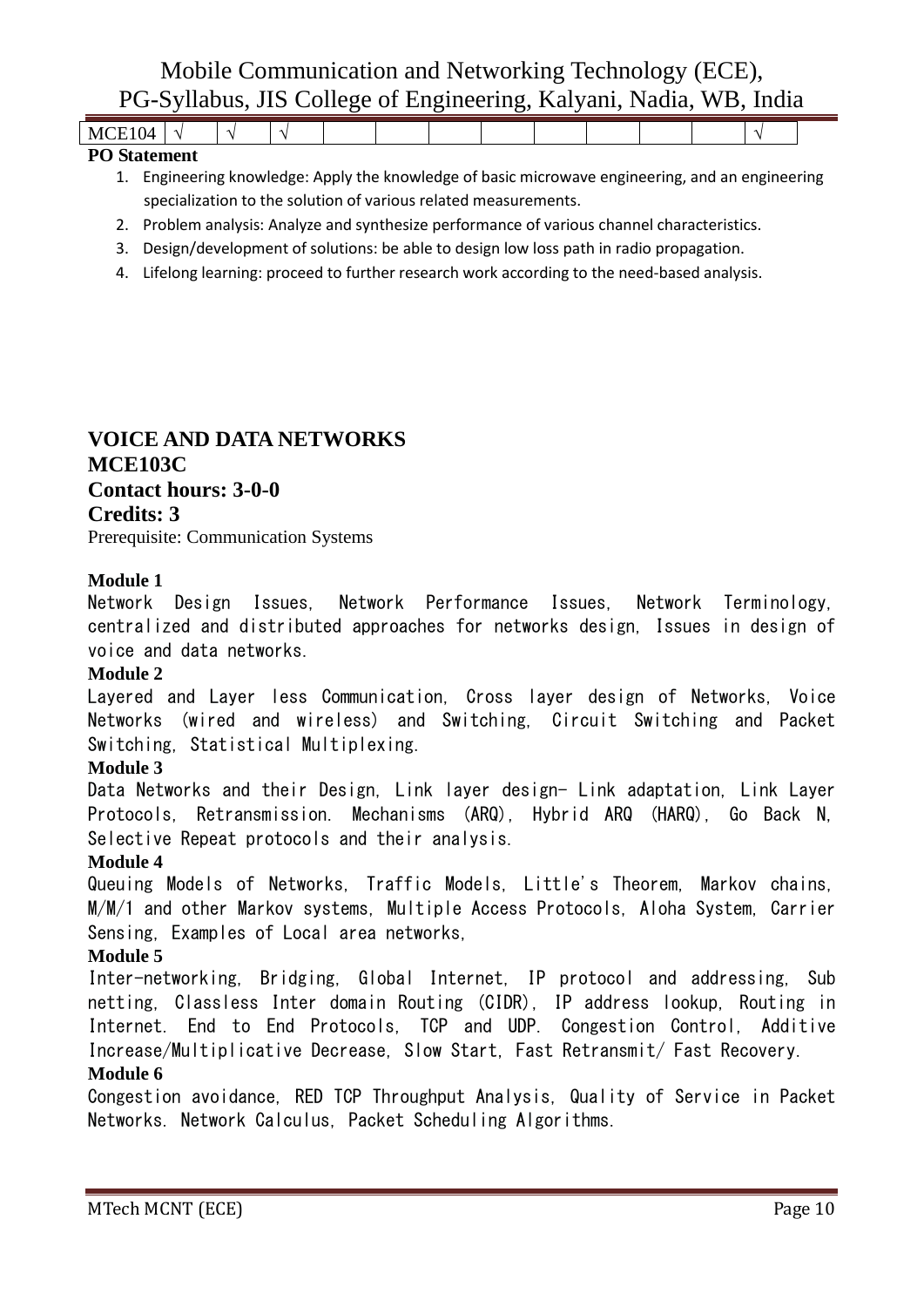|  |  |  |  |  |  |  |  |  |  |  |  |  |
|---|---|---|---|---|---|---|---|---|---|---|---|---|
| MCE104 | √ | √ | √ |  |  |  |  |  |  |  |  | √ |

**PO Statement**

1. Engineering knowledge: Apply the knowledge of basic microwave engineering, and an engineering specialization to the solution of various related measurements.
2. Problem analysis: Analyze and synthesize performance of various channel characteristics.
3. Design/development of solutions: be able to design low loss path in radio propagation.
4. Lifelong learning: proceed to further research work according to the need-based analysis.

## VOICE AND DATA NETWORKS

**MCE103C**

**Contact hours: 3-0-0**

**Credits: 3**

Prerequisite: Communication Systems

**Module 1**

Network Design Issues, Network Performance Issues, Network Terminology, centralized and distributed approaches for networks design, Issues in design of voice and data networks.

**Module 2**

Layered and Layer less Communication, Cross layer design of Networks, Voice Networks (wired and wireless) and Switching, Circuit Switching and Packet Switching, Statistical Multiplexing.

**Module 3**

Data Networks and their Design, Link layer design- Link adaptation, Link Layer Protocols, Retransmission. Mechanisms (ARQ), Hybrid ARQ (HARQ), Go Back N, Selective Repeat protocols and their analysis.

**Module 4**

Queuing Models of Networks, Traffic Models, Little's Theorem, Markov chains, M/M/1 and other Markov systems, Multiple Access Protocols, Aloha System, Carrier Sensing, Examples of Local area networks,

**Module 5**

Inter-networking, Bridging, Global Internet, IP protocol and addressing, Sub netting, Classless Inter domain Routing (CIDR), IP address lookup, Routing in Internet. End to End Protocols, TCP and UDP. Congestion Control, Additive Increase/Multiplicative Decrease, Slow Start, Fast Retransmit/ Fast Recovery.

**Module 6**

Congestion avoidance, RED TCP Throughput Analysis, Quality of Service in Packet Networks. Network Calculus, Packet Scheduling Algorithms.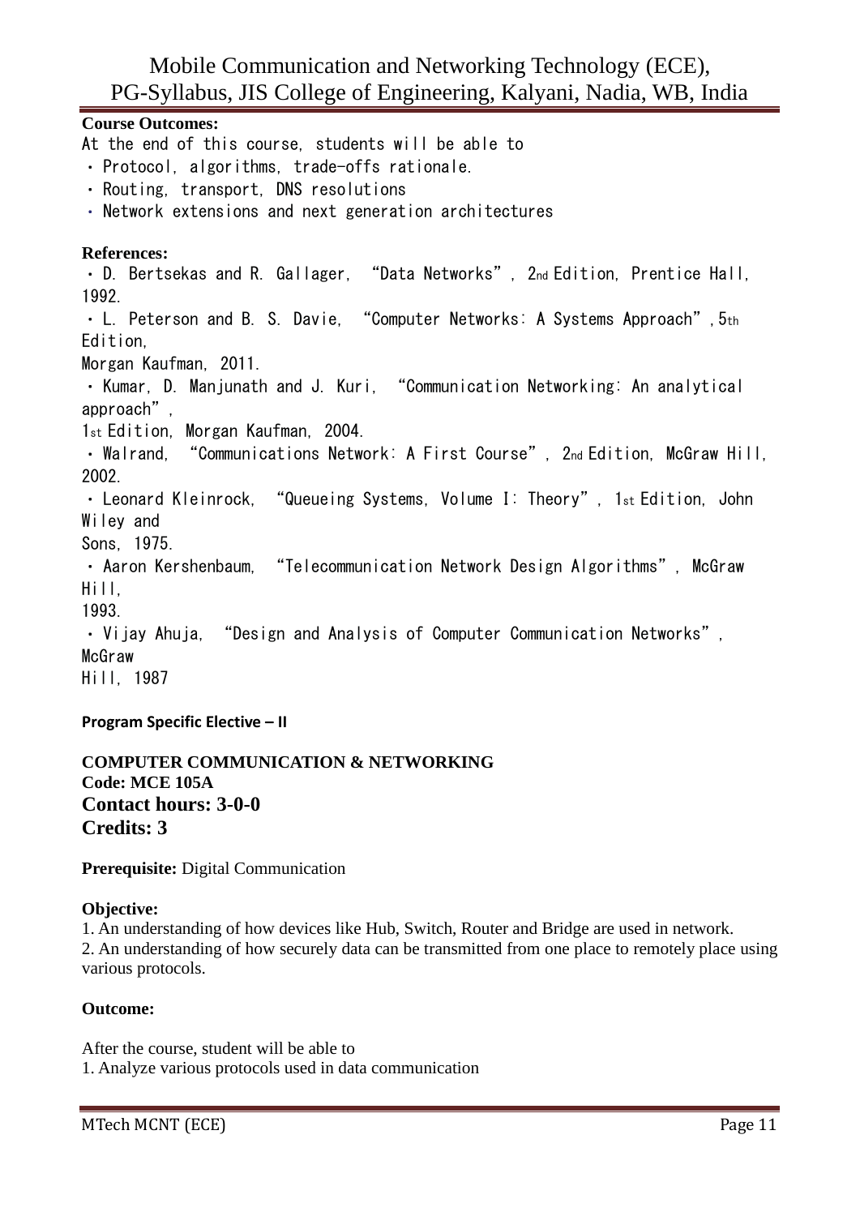**Course Outcomes:**

At the end of this course, students will be able to

- Protocol, algorithms, trade-offs rationale.
- Routing, transport, DNS resolutions
- Network extensions and next generation architectures

**References:**

- D. Bertsekas and R. Gallager, "Data Networks", 2nd Edition, Prentice Hall, 1992.
- L. Peterson and B. S. Davie, "Computer Networks: A Systems Approach", 5th Edition, Morgan Kaufman, 2011.
- Kumar, D. Manjunath and J. Kuri, "Communication Networking: An analytical approach", 1st Edition, Morgan Kaufman, 2004.
- Walrand, "Communications Network: A First Course", 2nd Edition, McGraw Hill, 2002.
- Leonard Kleinrock, "Queueing Systems, Volume I: Theory", 1st Edition, John Wiley and Sons, 1975.
- Aaron Kershenbaum, "Telecommunication Network Design Algorithms", McGraw Hill, 1993.
- Vijay Ahuja, "Design and Analysis of Computer Communication Networks", McGraw Hill, 1987

**Program Specific Elective – II**

**COMPUTER COMMUNICATION & NETWORKING**
**Code: MCE 105A**
**Contact hours: 3-0-0**
**Credits: 3**

**Prerequisite:** Digital Communication

**Objective:**

1. An understanding of how devices like Hub, Switch, Router and Bridge are used in network.
2. An understanding of how securely data can be transmitted from one place to remotely place using various protocols.

**Outcome:**

After the course, student will be able to

1. Analyze various protocols used in data communication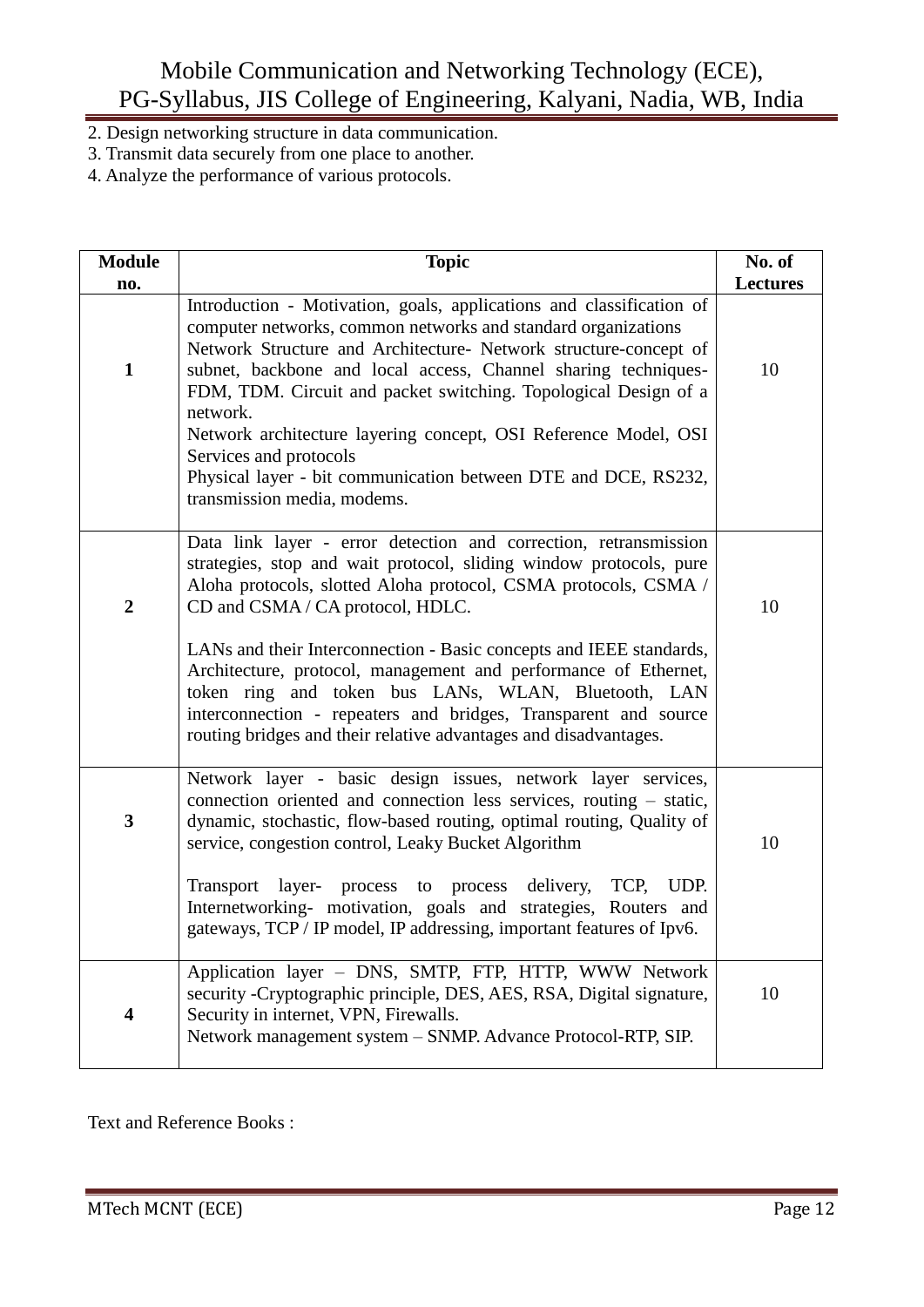2. Design networking structure in data communication.
3. Transmit data securely from one place to another.
4. Analyze the performance of various protocols.

| Module no. | Topic | No. of Lectures |
|---|---|---|
| 1 | Introduction - Motivation, goals, applications and classification of computer networks, common networks and standard organizations Network Structure and Architecture- Network structure-concept of subnet, backbone and local access, Channel sharing techniques-FDM, TDM. Circuit and packet switching. Topological Design of a network. Network architecture layering concept, OSI Reference Model, OSI Services and protocols Physical layer - bit communication between DTE and DCE, RS232, transmission media, modems. | 10 |
| 2 | Data link layer - error detection and correction, retransmission strategies, stop and wait protocol, sliding window protocols, pure Aloha protocols, slotted Aloha protocol, CSMA protocols, CSMA / CD and CSMA / CA protocol, HDLC. LANs and their Interconnection - Basic concepts and IEEE standards, Architecture, protocol, management and performance of Ethernet, token ring and token bus LANs, WLAN, Bluetooth, LAN interconnection - repeaters and bridges, Transparent and source routing bridges and their relative advantages and disadvantages. | 10 |
| 3 | Network layer - basic design issues, network layer services, connection oriented and connection less services, routing – static, dynamic, stochastic, flow-based routing, optimal routing, Quality of service, congestion control, Leaky Bucket Algorithm Transport layer- process to process delivery, TCP, UDP. Internetworking- motivation, goals and strategies, Routers and gateways, TCP / IP model, IP addressing, important features of Ipv6. | 10 |
| 4 | Application layer – DNS, SMTP, FTP, HTTP, WWW Network security -Cryptographic principle, DES, AES, RSA, Digital signature, Security in internet, VPN, Firewalls. Network management system – SNMP. Advance Protocol-RTP, SIP. | 10 |

Text and Reference Books :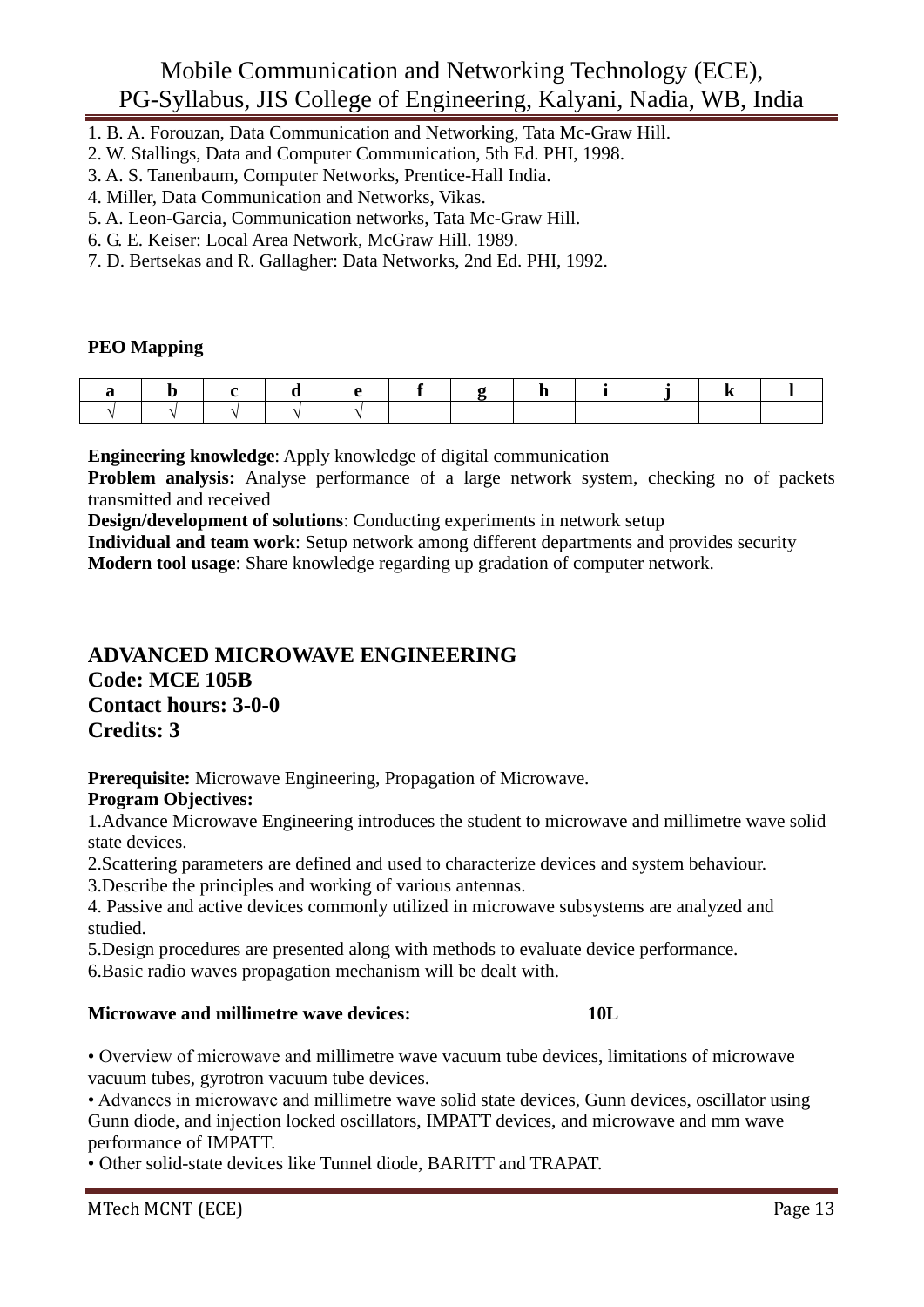1. B. A. Forouzan, Data Communication and Networking, Tata Mc-Graw Hill.
2. W. Stallings, Data and Computer Communication, 5th Ed. PHI, 1998.
3. A. S. Tanenbaum, Computer Networks, Prentice-Hall India.
4. Miller, Data Communication and Networks, Vikas.
5. A. Leon-Garcia, Communication networks, Tata Mc-Graw Hill.
6. G. E. Keiser: Local Area Network, McGraw Hill. 1989.
7. D. Bertsekas and R. Gallagher: Data Networks, 2nd Ed. PHI, 1992.

**PEO Mapping**

| a | b | c | d | e | f | g | h | i | j | k | l |
|---|---|---|---|---|---|---|---|---|---|---|---|
| √ | √ | √ | √ | √ | | | | | | | |

**Engineering knowledge**: Apply knowledge of digital communication
**Problem analysis:** Analyse performance of a large network system, checking no of packets transmitted and received
**Design/development of solutions**: Conducting experiments in network setup
**Individual and team work**: Setup network among different departments and provides security
**Modern tool usage**: Share knowledge regarding up gradation of computer network.

## ADVANCED MICROWAVE ENGINEERING
**Code: MCE 105B**
**Contact hours: 3-0-0**
**Credits: 3**

**Prerequisite:** Microwave Engineering, Propagation of Microwave.
**Program Objectives:**
1.Advance Microwave Engineering introduces the student to microwave and millimetre wave solid state devices.
2.Scattering parameters are defined and used to characterize devices and system behaviour.
3.Describe the principles and working of various antennas.
4. Passive and active devices commonly utilized in microwave subsystems are analyzed and studied.
5.Design procedures are presented along with methods to evaluate device performance.
6.Basic radio waves propagation mechanism will be dealt with.

**Microwave and millimetre wave devices: 10L**

- Overview of microwave and millimetre wave vacuum tube devices, limitations of microwave vacuum tubes, gyrotron vacuum tube devices.
- Advances in microwave and millimetre wave solid state devices, Gunn devices, oscillator using Gunn diode, and injection locked oscillators, IMPATT devices, and microwave and mm wave performance of IMPATT.
- Other solid-state devices like Tunnel diode, BARITT and TRAPAT.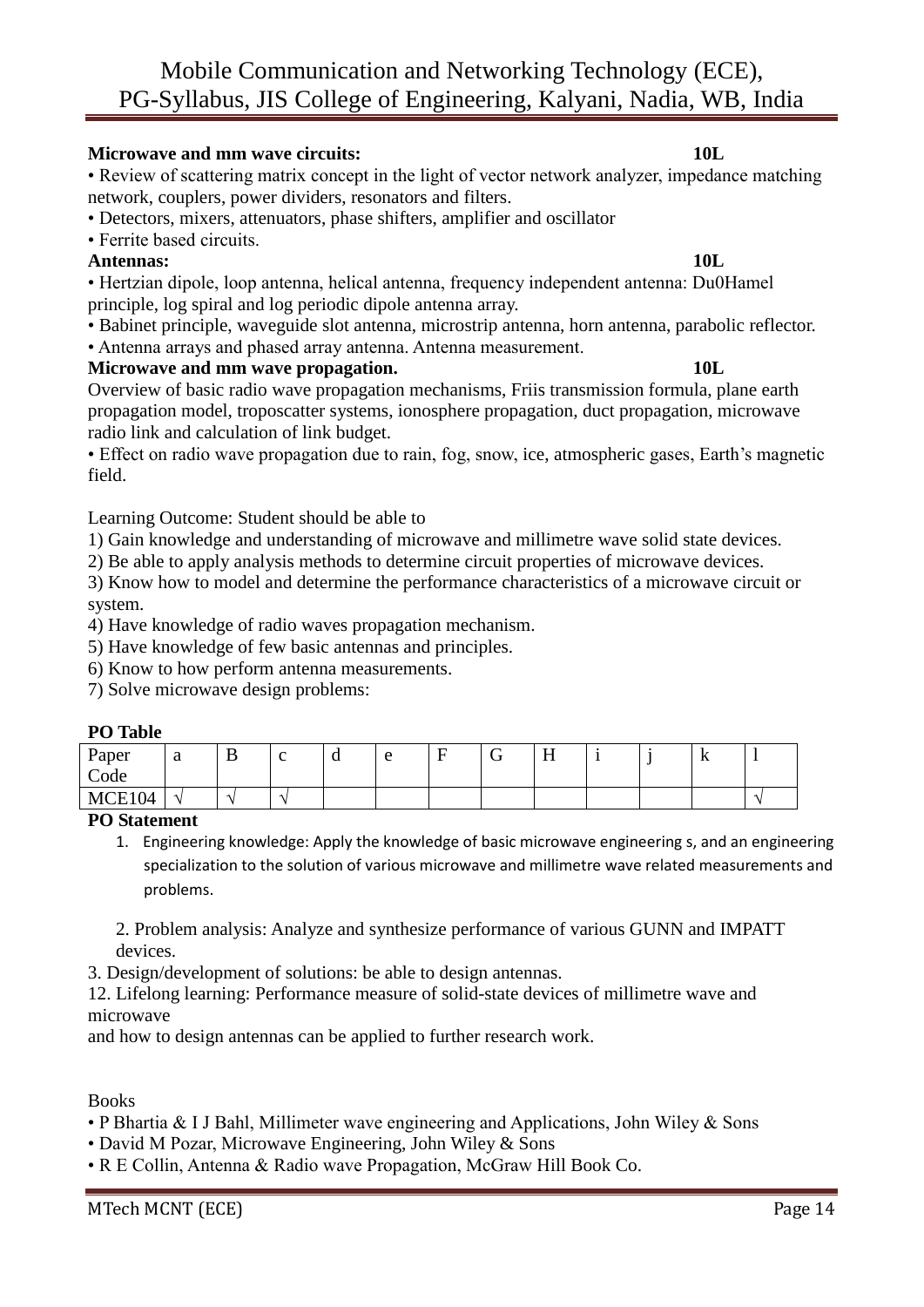**Microwave and mm wave circuits:** **10L**

• Review of scattering matrix concept in the light of vector network analyzer, impedance matching network, couplers, power dividers, resonators and filters.
• Detectors, mixers, attenuators, phase shifters, amplifier and oscillator
• Ferrite based circuits.

**Antennas:** **10L**

• Hertzian dipole, loop antenna, helical antenna, frequency independent antenna: Du0Hamel principle, log spiral and log periodic dipole antenna array.
• Babinet principle, waveguide slot antenna, microstrip antenna, horn antenna, parabolic reflector.
• Antenna arrays and phased array antenna. Antenna measurement.

**Microwave and mm wave propagation.** **10L**

Overview of basic radio wave propagation mechanisms, Friis transmission formula, plane earth propagation model, troposcatter systems, ionosphere propagation, duct propagation, microwave radio link and calculation of link budget.
• Effect on radio wave propagation due to rain, fog, snow, ice, atmospheric gases, Earth's magnetic field.

Learning Outcome: Student should be able to

1) Gain knowledge and understanding of microwave and millimetre wave solid state devices.
2) Be able to apply analysis methods to determine circuit properties of microwave devices.
3) Know how to model and determine the performance characteristics of a microwave circuit or system.
4) Have knowledge of radio waves propagation mechanism.
5) Have knowledge of few basic antennas and principles.
6) Know to how perform antenna measurements.
7) Solve microwave design problems:

**PO Table**

| Paper Code | a | B | c | d | e | F | G | H | i | j | k | l |
|---|---|---|---|---|---|---|---|---|---|---|---|---|
| MCE104 | √ | √ | √ | | | | | | | | | √ |

**PO Statement**

1. Engineering knowledge: Apply the knowledge of basic microwave engineering s, and an engineering specialization to the solution of various microwave and millimetre wave related measurements and problems.

2. Problem analysis: Analyze and synthesize performance of various GUNN and IMPATT devices.

3. Design/development of solutions: be able to design antennas.

12. Lifelong learning: Performance measure of solid-state devices of millimetre wave and microwave
and how to design antennas can be applied to further research work.

Books

• P Bhartia & I J Bahl, Millimeter wave engineering and Applications, John Wiley & Sons
• David M Pozar, Microwave Engineering, John Wiley & Sons
• R E Collin, Antenna & Radio wave Propagation, McGraw Hill Book Co.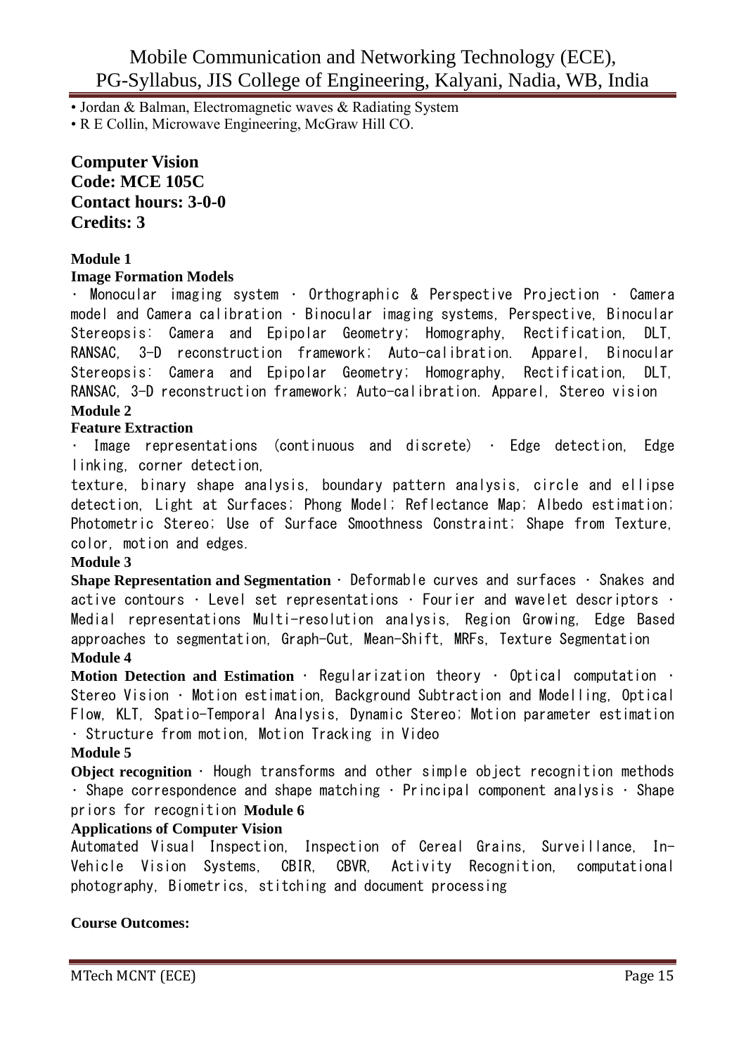• Jordan & Balman, Electromagnetic waves & Radiating System
• R E Collin, Microwave Engineering, McGraw Hill CO.

**Computer Vision**
**Code: MCE 105C**
**Contact hours: 3-0-0**
**Credits: 3**

**Module 1**

**Image Formation Models**

· Monocular imaging system · Orthographic & Perspective Projection · Camera model and Camera calibration · Binocular imaging systems, Perspective, Binocular Stereopsis: Camera and Epipolar Geometry; Homography, Rectification, DLT, RANSAC, 3-D reconstruction framework; Auto-calibration. Apparel, Binocular Stereopsis: Camera and Epipolar Geometry; Homography, Rectification, DLT, RANSAC, 3-D reconstruction framework; Auto-calibration. Apparel, Stereo vision

**Module 2**

**Feature Extraction**

· Image representations (continuous and discrete) · Edge detection, Edge linking, corner detection,
texture, binary shape analysis, boundary pattern analysis, circle and ellipse detection, Light at Surfaces; Phong Model; Reflectance Map; Albedo estimation; Photometric Stereo; Use of Surface Smoothness Constraint; Shape from Texture, color, motion and edges.

**Module 3**

**Shape Representation and Segmentation** · Deformable curves and surfaces · Snakes and active contours · Level set representations · Fourier and wavelet descriptors · Medial representations Multi-resolution analysis, Region Growing, Edge Based approaches to segmentation, Graph-Cut, Mean-Shift, MRFs, Texture Segmentation

**Module 4**

**Motion Detection and Estimation** · Regularization theory · Optical computation · Stereo Vision · Motion estimation, Background Subtraction and Modelling, Optical Flow, KLT, Spatio-Temporal Analysis, Dynamic Stereo; Motion parameter estimation · Structure from motion, Motion Tracking in Video

**Module 5**

**Object recognition** · Hough transforms and other simple object recognition methods · Shape correspondence and shape matching · Principal component analysis · Shape priors for recognition

**Module 6**

**Applications of Computer Vision**

Automated Visual Inspection, Inspection of Cereal Grains, Surveillance, In-Vehicle Vision Systems, CBIR, CBVR, Activity Recognition, computational photography, Biometrics, stitching and document processing

**Course Outcomes:**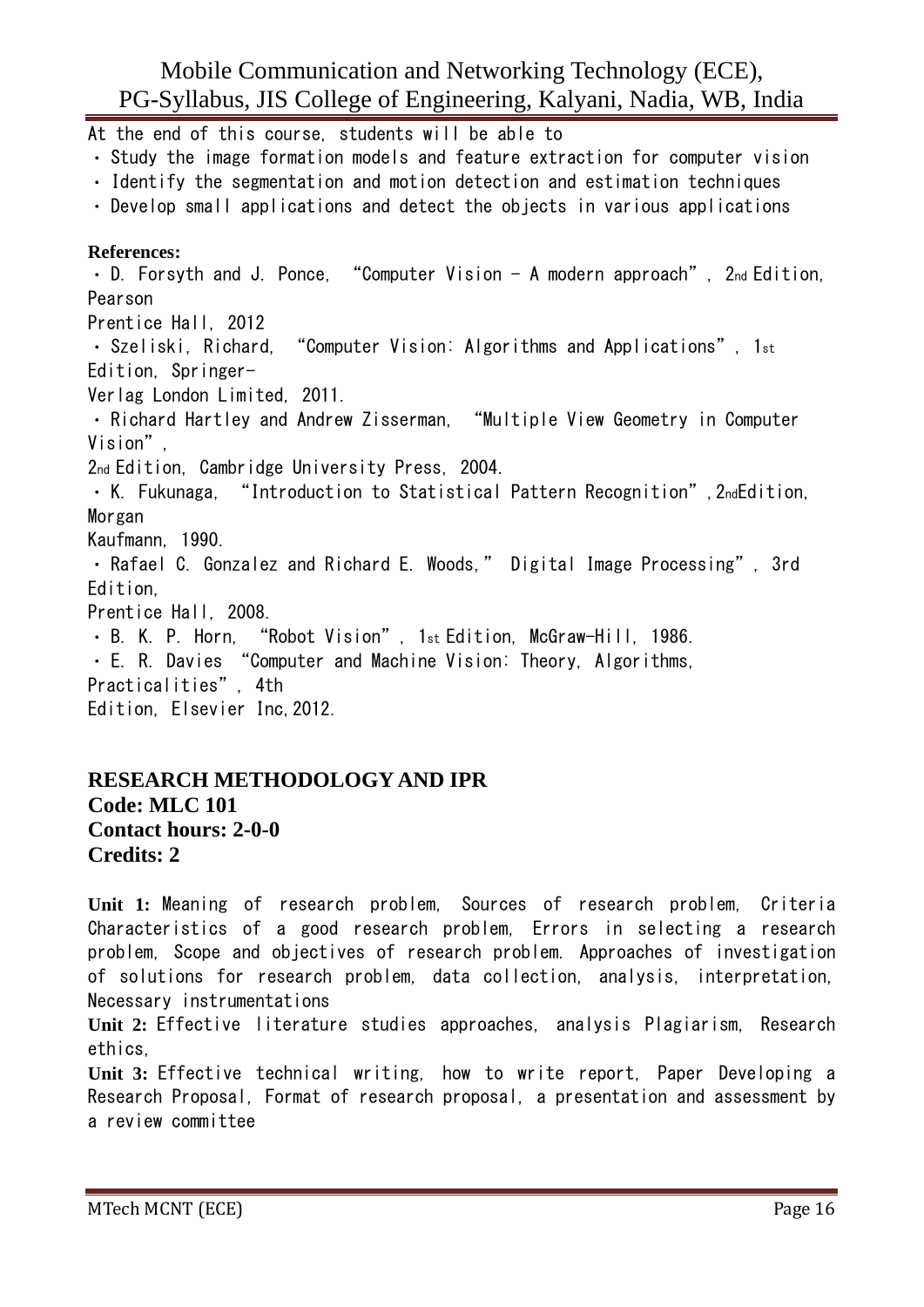At the end of this course, students will be able to

- Study the image formation models and feature extraction for computer vision
- Identify the segmentation and motion detection and estimation techniques
- Develop small applications and detect the objects in various applications

**References:**

- D. Forsyth and J. Ponce, "Computer Vision - A modern approach", 2nd Edition, Pearson Prentice Hall, 2012
- Szeliski, Richard, "Computer Vision: Algorithms and Applications", 1st Edition, Springer-Verlag London Limited, 2011.
- Richard Hartley and Andrew Zisserman, "Multiple View Geometry in Computer Vision", 2nd Edition, Cambridge University Press, 2004.
- K. Fukunaga, "Introduction to Statistical Pattern Recognition", 2ndEdition, Morgan Kaufmann, 1990.
- Rafael C. Gonzalez and Richard E. Woods," Digital Image Processing", 3rd Edition, Prentice Hall, 2008.
- B. K. P. Horn, "Robot Vision", 1st Edition, McGraw-Hill, 1986.
- E. R. Davies "Computer and Machine Vision: Theory, Algorithms, Practicalities", 4th Edition, Elsevier Inc,2012.

**RESEARCH METHODOLOGY AND IPR**
**Code: MLC 101**
**Contact hours: 2-0-0**
**Credits: 2**

**Unit 1:** Meaning of research problem, Sources of research problem, Criteria Characteristics of a good research problem, Errors in selecting a research problem, Scope and objectives of research problem. Approaches of investigation of solutions for research problem, data collection, analysis, interpretation, Necessary instrumentations

**Unit 2:** Effective literature studies approaches, analysis Plagiarism, Research ethics,

**Unit 3:** Effective technical writing, how to write report, Paper Developing a Research Proposal, Format of research proposal, a presentation and assessment by a review committee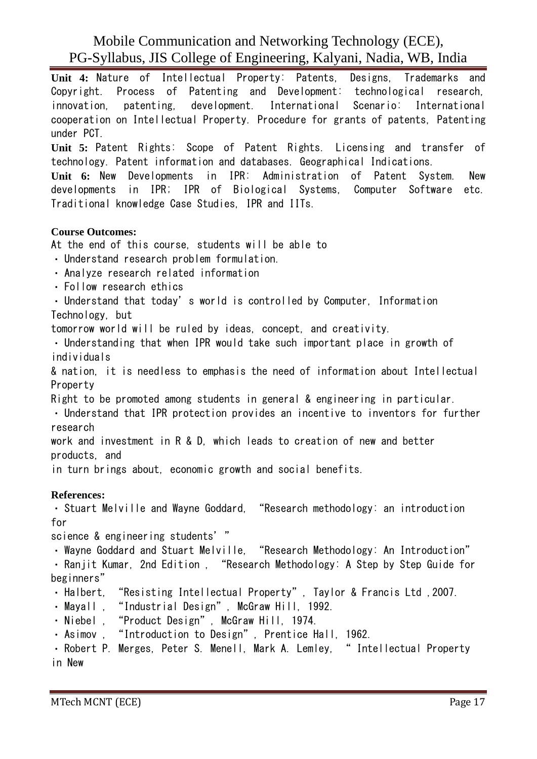**Unit 4:** Nature of Intellectual Property: Patents, Designs, Trademarks and Copyright. Process of Patenting and Development: technological research, innovation, patenting, development. International Scenario: International cooperation on Intellectual Property. Procedure for grants of patents, Patenting under PCT.

**Unit 5:** Patent Rights: Scope of Patent Rights. Licensing and transfer of technology. Patent information and databases. Geographical Indications.

**Unit 6:** New Developments in IPR: Administration of Patent System. New developments in IPR; IPR of Biological Systems, Computer Software etc. Traditional knowledge Case Studies, IPR and IITs.

**Course Outcomes:**

At the end of this course, students will be able to

- Understand research problem formulation.
- Analyze research related information
- Follow research ethics
- Understand that today's world is controlled by Computer, Information Technology, but tomorrow world will be ruled by ideas, concept, and creativity.
- Understanding that when IPR would take such important place in growth of individuals & nation, it is needless to emphasis the need of information about Intellectual Property Right to be promoted among students in general & engineering in particular.
- Understand that IPR protection provides an incentive to inventors for further research work and investment in R & D, which leads to creation of new and better products, and in turn brings about, economic growth and social benefits.

**References:**

- Stuart Melville and Wayne Goddard, "Research methodology: an introduction for science & engineering students'"
- Wayne Goddard and Stuart Melville, "Research Methodology: An Introduction"
- Ranjit Kumar, 2nd Edition , "Research Methodology: A Step by Step Guide for beginners"
- Halbert, "Resisting Intellectual Property", Taylor & Francis Ltd ,2007.
- Mayall , "Industrial Design", McGraw Hill, 1992.
- Niebel , "Product Design", McGraw Hill, 1974.
- Asimov , "Introduction to Design", Prentice Hall, 1962.
- Robert P. Merges, Peter S. Menell, Mark A. Lemley, " Intellectual Property in New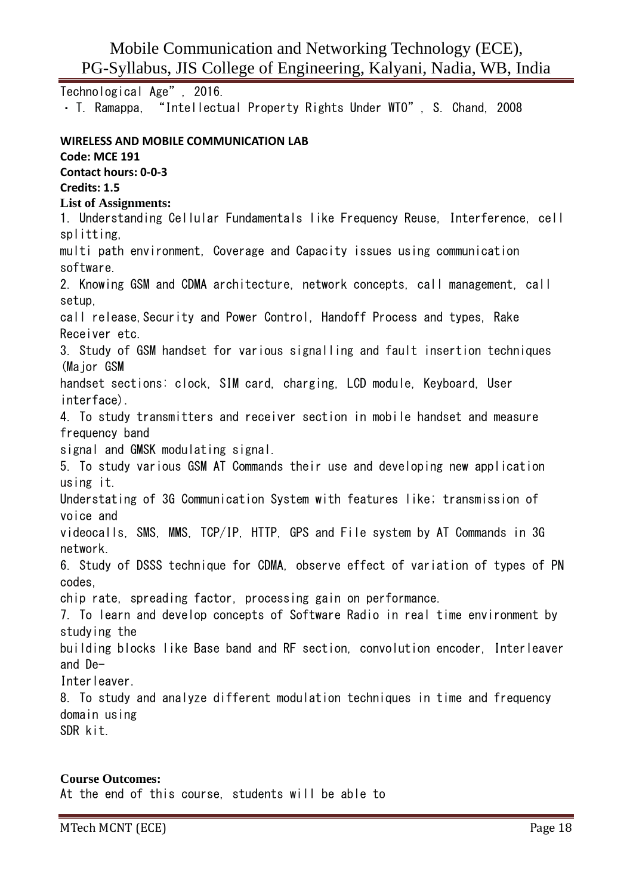Technological Age", 2016.

• T. Ramappa, "Intellectual Property Rights Under WTO", S. Chand, 2008

**WIRELESS AND MOBILE COMMUNICATION LAB**
**Code: MCE 191**
**Contact hours: 0-0-3**
**Credits: 1.5**

**List of Assignments:**

1. Understanding Cellular Fundamentals like Frequency Reuse, Interference, cell splitting, multi path environment, Coverage and Capacity issues using communication software.
2. Knowing GSM and CDMA architecture, network concepts, call management, call setup, call release,Security and Power Control, Handoff Process and types, Rake Receiver etc.
3. Study of GSM handset for various signalling and fault insertion techniques (Major GSM handset sections: clock, SIM card, charging, LCD module, Keyboard, User interface).
4. To study transmitters and receiver section in mobile handset and measure frequency band signal and GMSK modulating signal.
5. To study various GSM AT Commands their use and developing new application using it. Understating of 3G Communication System with features like; transmission of voice and videocalls, SMS, MMS, TCP/IP, HTTP, GPS and File system by AT Commands in 3G network.
6. Study of DSSS technique for CDMA, observe effect of variation of types of PN codes, chip rate, spreading factor, processing gain on performance.
7. To learn and develop concepts of Software Radio in real time environment by studying the building blocks like Base band and RF section, convolution encoder, Interleaver and De-Interleaver.
8. To study and analyze different modulation techniques in time and frequency domain using SDR kit.

**Course Outcomes:**

At the end of this course, students will be able to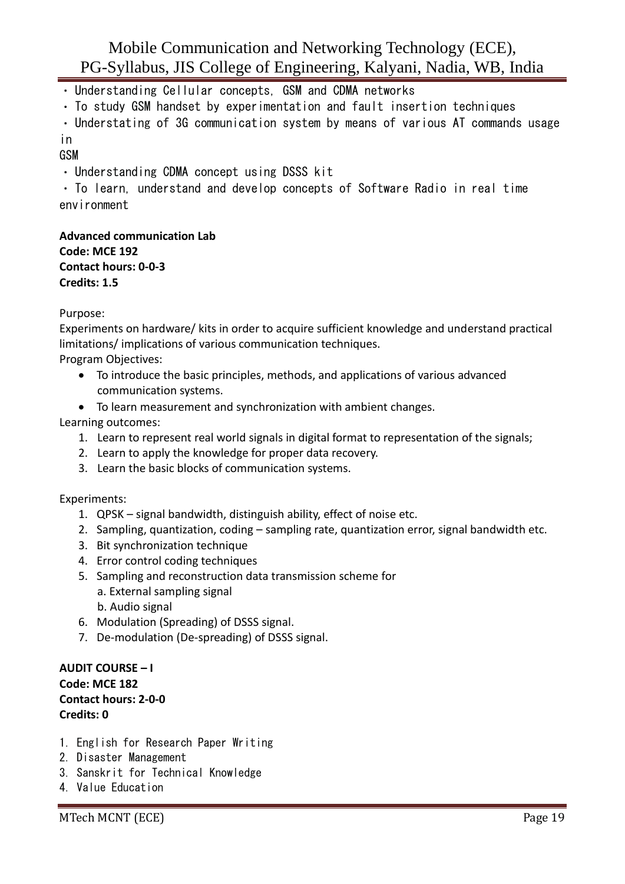- Understanding Cellular concepts, GSM and CDMA networks
- To study GSM handset by experimentation and fault insertion techniques
- Understating of 3G communication system by means of various AT commands usage in GSM
- Understanding CDMA concept using DSSS kit
- To learn, understand and develop concepts of Software Radio in real time environment

**Advanced communication Lab**
**Code: MCE 192**
**Contact hours: 0-0-3**
**Credits: 1.5**

Purpose:
Experiments on hardware/ kits in order to acquire sufficient knowledge and understand practical limitations/ implications of various communication techniques.
Program Objectives:

- To introduce the basic principles, methods, and applications of various advanced communication systems.
- To learn measurement and synchronization with ambient changes.

Learning outcomes:

1. Learn to represent real world signals in digital format to representation of the signals;
2. Learn to apply the knowledge for proper data recovery.
3. Learn the basic blocks of communication systems.

Experiments:

1. QPSK – signal bandwidth, distinguish ability, effect of noise etc.
2. Sampling, quantization, coding – sampling rate, quantization error, signal bandwidth etc.
3. Bit synchronization technique
4. Error control coding techniques
5. Sampling and reconstruction data transmission scheme for
   a. External sampling signal
   b. Audio signal
6. Modulation (Spreading) of DSSS signal.
7. De-modulation (De-spreading) of DSSS signal.

**AUDIT COURSE – I**
**Code: MCE 182**
**Contact hours: 2-0-0**
**Credits: 0**

1. English for Research Paper Writing
2. Disaster Management
3. Sanskrit for Technical Knowledge
4. Value Education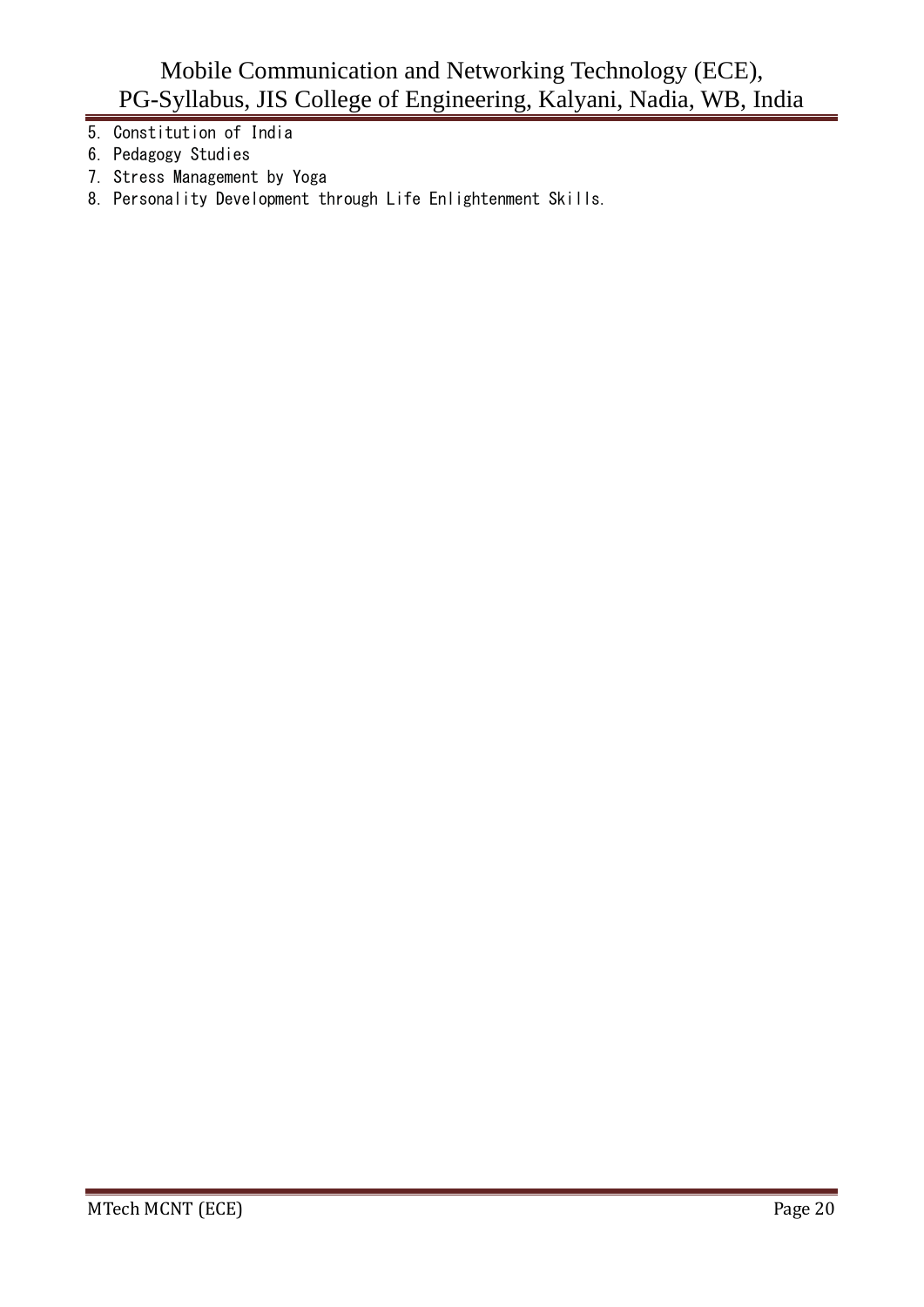5. Constitution of India
6. Pedagogy Studies
7. Stress Management by Yoga
8. Personality Development through Life Enlightenment Skills.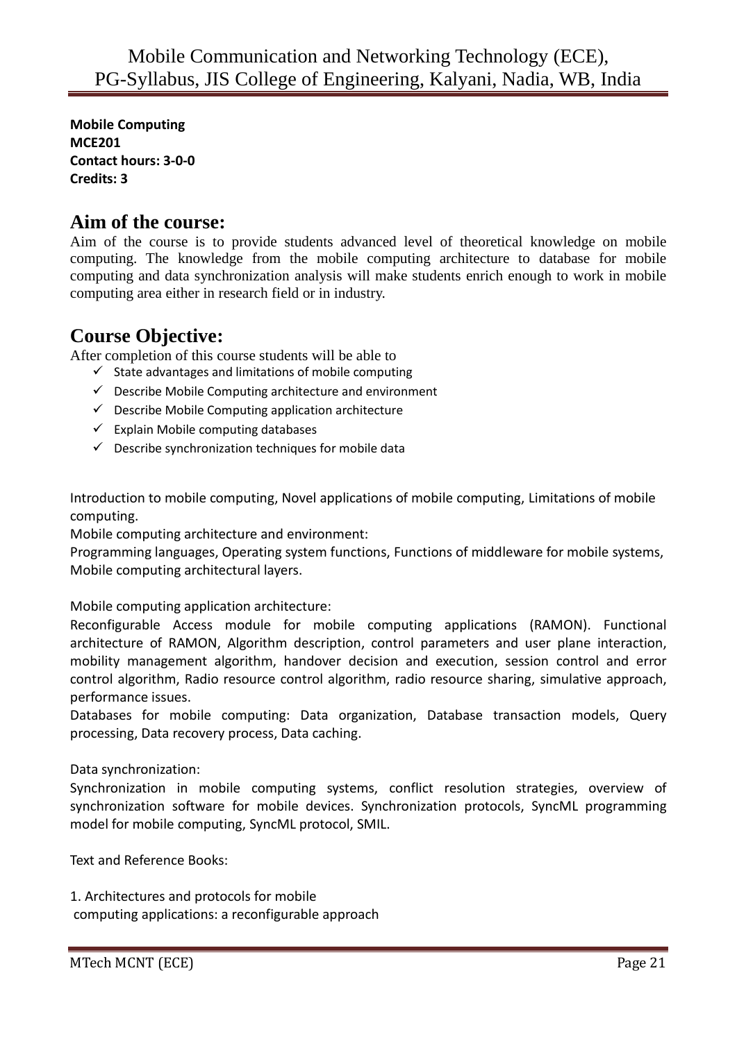**Mobile Computing**
**MCE201**
**Contact hours: 3-0-0**
**Credits: 3**

## Aim of the course:

Aim of the course is to provide students advanced level of theoretical knowledge on mobile computing. The knowledge from the mobile computing architecture to database for mobile computing and data synchronization analysis will make students enrich enough to work in mobile computing area either in research field or in industry.

## Course Objective:

After completion of this course students will be able to

- ✓ State advantages and limitations of mobile computing
- ✓ Describe Mobile Computing architecture and environment
- ✓ Describe Mobile Computing application architecture
- ✓ Explain Mobile computing databases
- ✓ Describe synchronization techniques for mobile data

Introduction to mobile computing, Novel applications of mobile computing, Limitations of mobile computing.

Mobile computing architecture and environment:

Programming languages, Operating system functions, Functions of middleware for mobile systems, Mobile computing architectural layers.

Mobile computing application architecture:

Reconfigurable Access module for mobile computing applications (RAMON). Functional architecture of RAMON, Algorithm description, control parameters and user plane interaction, mobility management algorithm, handover decision and execution, session control and error control algorithm, Radio resource control algorithm, radio resource sharing, simulative approach, performance issues.

Databases for mobile computing: Data organization, Database transaction models, Query processing, Data recovery process, Data caching.

Data synchronization:

Synchronization in mobile computing systems, conflict resolution strategies, overview of synchronization software for mobile devices. Synchronization protocols, SyncML programming model for mobile computing, SyncML protocol, SMIL.

Text and Reference Books:

1. Architectures and protocols for mobile
 computing applications: a reconfigurable approach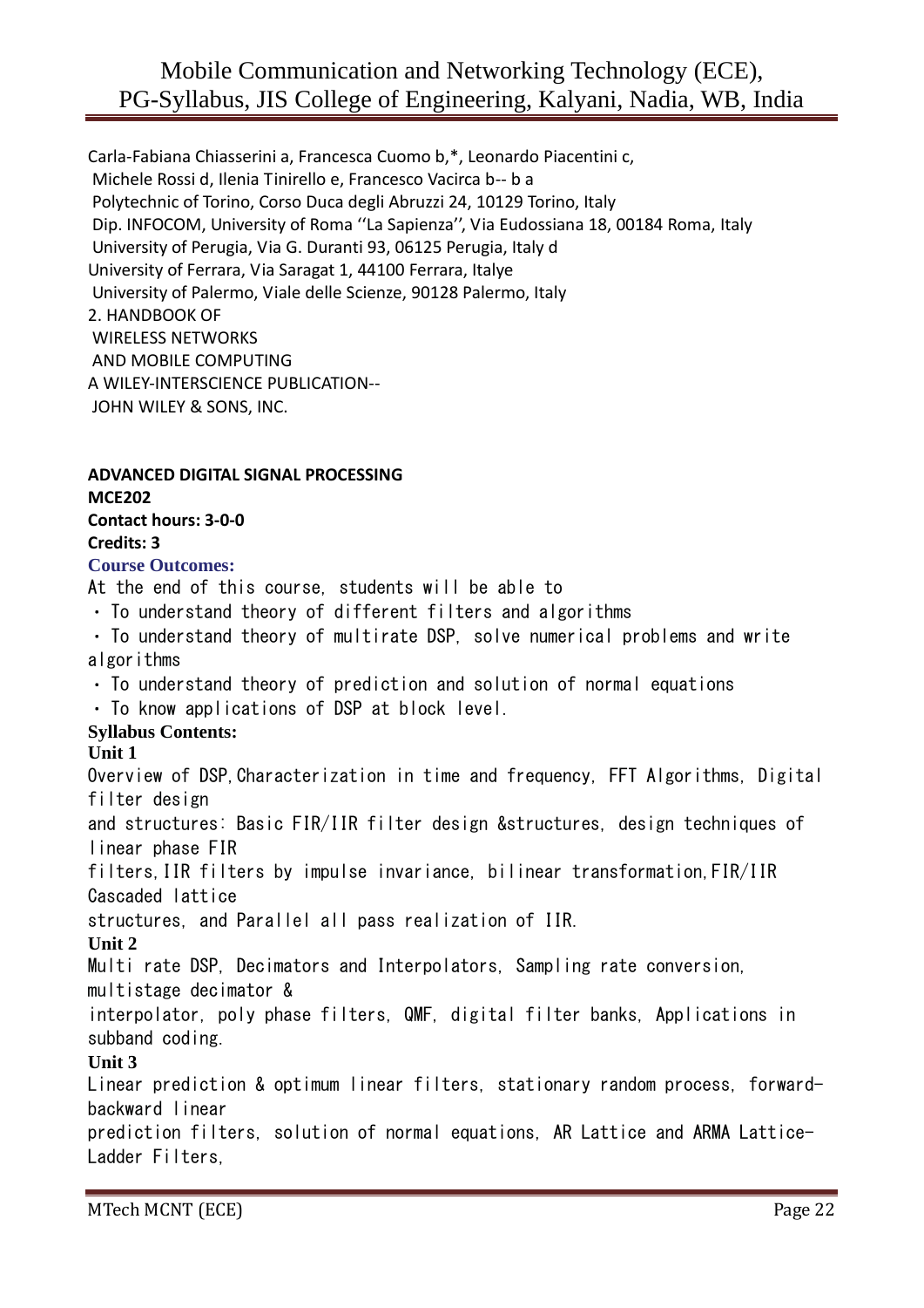Carla-Fabiana Chiasserini a, Francesca Cuomo b,*, Leonardo Piacentini c,
Michele Rossi d, Ilenia Tinirello e, Francesco Vacirca b-- b a
Polytechnic of Torino, Corso Duca degli Abruzzi 24, 10129 Torino, Italy
Dip. INFOCOM, University of Roma ''La Sapienza'', Via Eudossiana 18, 00184 Roma, Italy
University of Perugia, Via G. Duranti 93, 06125 Perugia, Italy d
University of Ferrara, Via Saragat 1, 44100 Ferrara, Italye
University of Palermo, Viale delle Scienze, 90128 Palermo, Italy
2. HANDBOOK OF
WIRELESS NETWORKS
AND MOBILE COMPUTING
A WILEY-INTERSCIENCE PUBLICATION--
JOHN WILEY & SONS, INC.

**ADVANCED DIGITAL SIGNAL PROCESSING**
**MCE202**
**Contact hours: 3-0-0**
**Credits: 3**

**Course Outcomes:**

At the end of this course, students will be able to

- To understand theory of different filters and algorithms
- To understand theory of multirate DSP, solve numerical problems and write algorithms
- To understand theory of prediction and solution of normal equations
- To know applications of DSP at block level.

**Syllabus Contents:**

**Unit 1**

Overview of DSP, Characterization in time and frequency, FFT Algorithms, Digital filter design and structures: Basic FIR/IIR filter design &structures, design techniques of linear phase FIR filters, IIR filters by impulse invariance, bilinear transformation, FIR/IIR Cascaded lattice structures, and Parallel all pass realization of IIR.

**Unit 2**

Multi rate DSP, Decimators and Interpolators, Sampling rate conversion, multistage decimator & interpolator, poly phase filters, QMF, digital filter banks, Applications in subband coding.

**Unit 3**

Linear prediction & optimum linear filters, stationary random process, forward-backward linear prediction filters, solution of normal equations, AR Lattice and ARMA Lattice-Ladder Filters,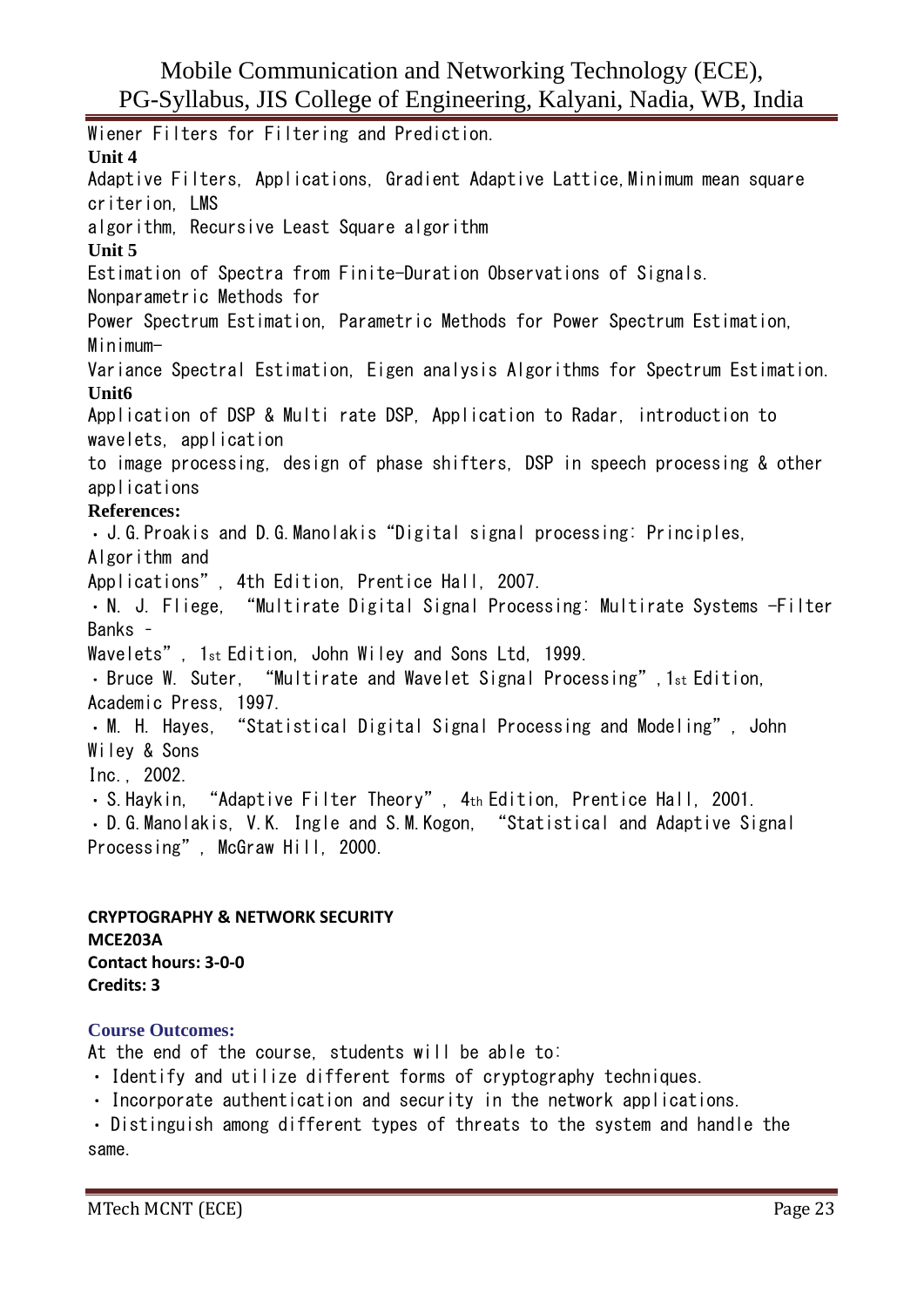Wiener Filters for Filtering and Prediction.

**Unit 4**

Adaptive Filters, Applications, Gradient Adaptive Lattice, Minimum mean square criterion, LMS algorithm, Recursive Least Square algorithm

**Unit 5**

Estimation of Spectra from Finite-Duration Observations of Signals. Nonparametric Methods for Power Spectrum Estimation, Parametric Methods for Power Spectrum Estimation, Minimum-Variance Spectral Estimation, Eigen analysis Algorithms for Spectrum Estimation.

**Unit6**

Application of DSP & Multi rate DSP, Application to Radar, introduction to wavelets, application to image processing, design of phase shifters, DSP in speech processing & other applications

**References:**

- J.G.Proakis and D.G.Manolakis "Digital signal processing: Principles, Algorithm and Applications", 4th Edition, Prentice Hall, 2007.
- N. J. Fliege, "Multirate Digital Signal Processing: Multirate Systems -Filter Banks – Wavelets", 1st Edition, John Wiley and Sons Ltd, 1999.
- Bruce W. Suter, "Multirate and Wavelet Signal Processing", 1st Edition, Academic Press, 1997.
- M. H. Hayes, "Statistical Digital Signal Processing and Modeling", John Wiley & Sons Inc., 2002.
- S.Haykin, "Adaptive Filter Theory", 4th Edition, Prentice Hall, 2001.
- D.G.Manolakis, V.K. Ingle and S.M.Kogon, "Statistical and Adaptive Signal Processing", McGraw Hill, 2000.

**CRYPTOGRAPHY & NETWORK SECURITY**
**MCE203A**
**Contact hours: 3-0-0**
**Credits: 3**

**Course Outcomes:**

At the end of the course, students will be able to:

- Identify and utilize different forms of cryptography techniques.
- Incorporate authentication and security in the network applications.
- Distinguish among different types of threats to the system and handle the same.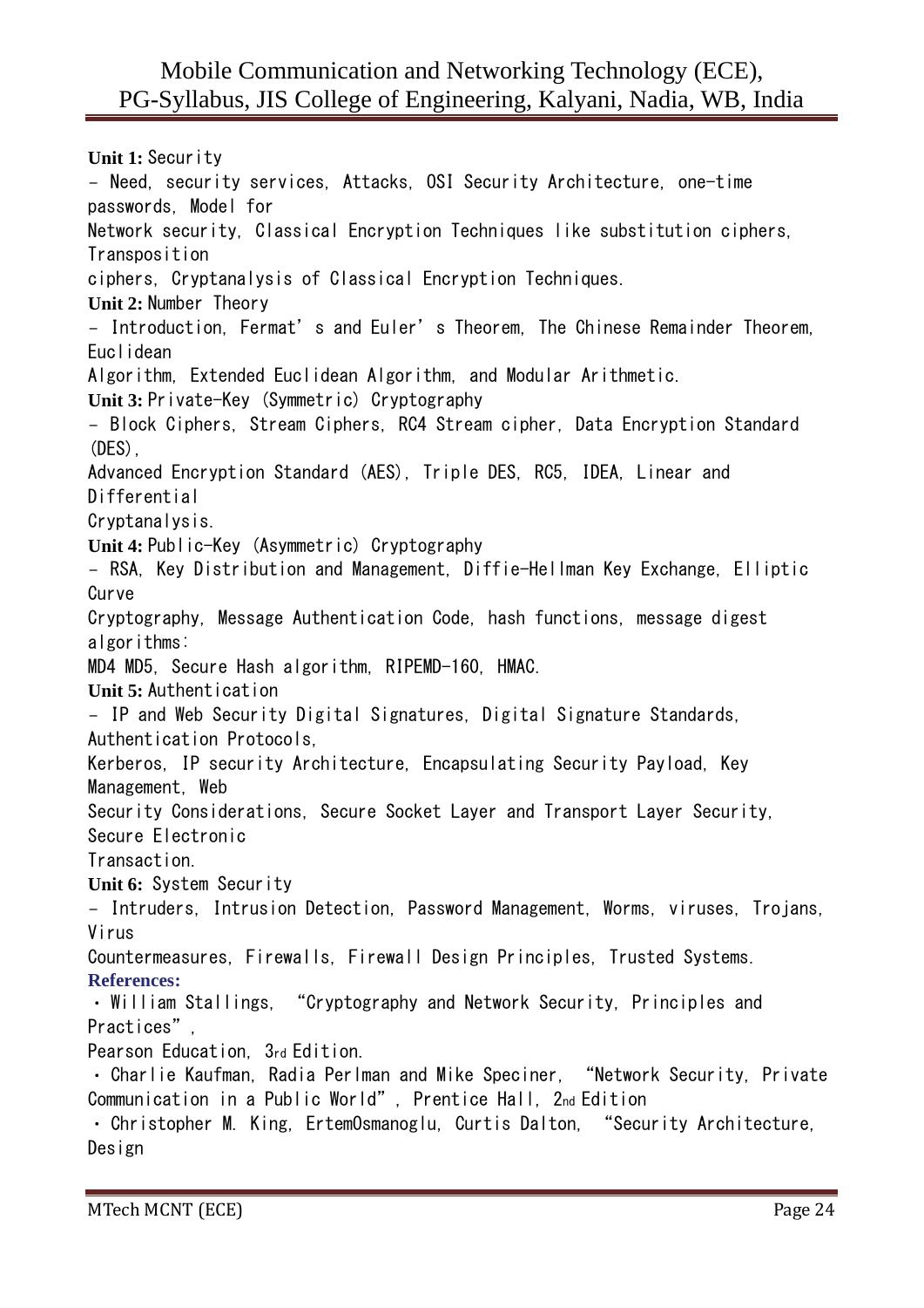**Unit 1:** Security

- Need, security services, Attacks, OSI Security Architecture, one-time passwords, Model for Network security, Classical Encryption Techniques like substitution ciphers, Transposition ciphers, Cryptanalysis of Classical Encryption Techniques.

**Unit 2:** Number Theory

- Introduction, Fermat's and Euler's Theorem, The Chinese Remainder Theorem, Euclidean Algorithm, Extended Euclidean Algorithm, and Modular Arithmetic.

**Unit 3:** Private-Key (Symmetric) Cryptography

- Block Ciphers, Stream Ciphers, RC4 Stream cipher, Data Encryption Standard (DES), Advanced Encryption Standard (AES), Triple DES, RC5, IDEA, Linear and Differential Cryptanalysis.

**Unit 4:** Public-Key (Asymmetric) Cryptography

- RSA, Key Distribution and Management, Diffie-Hellman Key Exchange, Elliptic Curve Cryptography, Message Authentication Code, hash functions, message digest algorithms: MD4 MD5, Secure Hash algorithm, RIPEMD-160, HMAC.

**Unit 5:** Authentication

- IP and Web Security Digital Signatures, Digital Signature Standards, Authentication Protocols, Kerberos, IP security Architecture, Encapsulating Security Payload, Key Management, Web Security Considerations, Secure Socket Layer and Transport Layer Security, Secure Electronic Transaction.

**Unit 6:** System Security

- Intruders, Intrusion Detection, Password Management, Worms, viruses, Trojans, Virus Countermeasures, Firewalls, Firewall Design Principles, Trusted Systems.

**References:**

- William Stallings, "Cryptography and Network Security, Principles and Practices", Pearson Education, 3rd Edition.
- Charlie Kaufman, Radia Perlman and Mike Speciner, "Network Security, Private Communication in a Public World", Prentice Hall, 2nd Edition
- Christopher M. King, ErtemOsmanoglu, Curtis Dalton, "Security Architecture, Design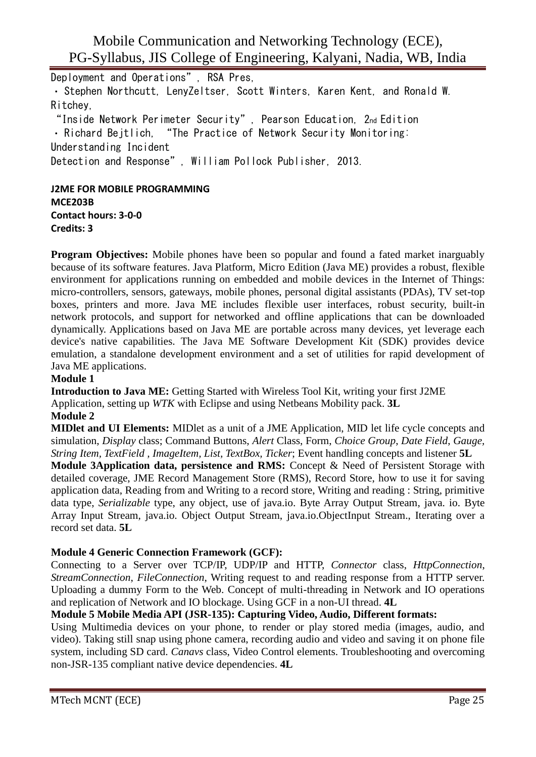Deployment and Operations", RSA Pres,

• Stephen Northcutt, LenyZeltser, Scott Winters, Karen Kent, and Ronald W. Ritchey,

"Inside Network Perimeter Security", Pearson Education, 2nd Edition

• Richard Bejtlich, "The Practice of Network Security Monitoring: Understanding Incident Detection and Response", William Pollock Publisher, 2013.

**J2ME FOR MOBILE PROGRAMMING**
**MCE203B**
**Contact hours: 3-0-0**
**Credits: 3**

**Program Objectives:** Mobile phones have been so popular and found a fated market inarguably because of its software features. Java Platform, Micro Edition (Java ME) provides a robust, flexible environment for applications running on embedded and mobile devices in the Internet of Things: micro-controllers, sensors, gateways, mobile phones, personal digital assistants (PDAs), TV set-top boxes, printers and more. Java ME includes flexible user interfaces, robust security, built-in network protocols, and support for networked and offline applications that can be downloaded dynamically. Applications based on Java ME are portable across many devices, yet leverage each device's native capabilities. The Java ME Software Development Kit (SDK) provides device emulation, a standalone development environment and a set of utilities for rapid development of Java ME applications.

**Module 1**

**Introduction to Java ME:** Getting Started with Wireless Tool Kit, writing your first J2ME Application, setting up *WTK* with Eclipse and using Netbeans Mobility pack. **3L**

**Module 2**

**MIDlet and UI Elements:** MIDlet as a unit of a JME Application, MID let life cycle concepts and simulation, *Display* class; Command Buttons, *Alert* Class, Form, *Choice Group, Date Field, Gauge, String Item, TextField , ImageItem, List, TextBox, Ticker*; Event handling concepts and listener **5L**

**Module 3Application data, persistence and RMS:** Concept & Need of Persistent Storage with detailed coverage, JME Record Management Store (RMS), Record Store, how to use it for saving application data, Reading from and Writing to a record store, Writing and reading : String, primitive data type, *Serializable* type, any object, use of java.io. Byte Array Output Stream, java. io. Byte Array Input Stream, java.io. Object Output Stream, java.io.ObjectInput Stream., Iterating over a record set data. **5L**

**Module 4 Generic Connection Framework (GCF):**

Connecting to a Server over TCP/IP, UDP/IP and HTTP, *Connector* class, *HttpConnection*, *StreamConnection*, *FileConnection*, Writing request to and reading response from a HTTP server. Uploading a dummy Form to the Web. Concept of multi-threading in Network and IO operations and replication of Network and IO blockage. Using GCF in a non-UI thread. **4L**

**Module 5 Mobile Media API (JSR-135): Capturing Video, Audio, Different formats:**

Using Multimedia devices on your phone, to render or play stored media (images, audio, and video). Taking still snap using phone camera, recording audio and video and saving it on phone file system, including SD card. *Canavs* class, Video Control elements. Troubleshooting and overcoming non-JSR-135 compliant native device dependencies. **4L**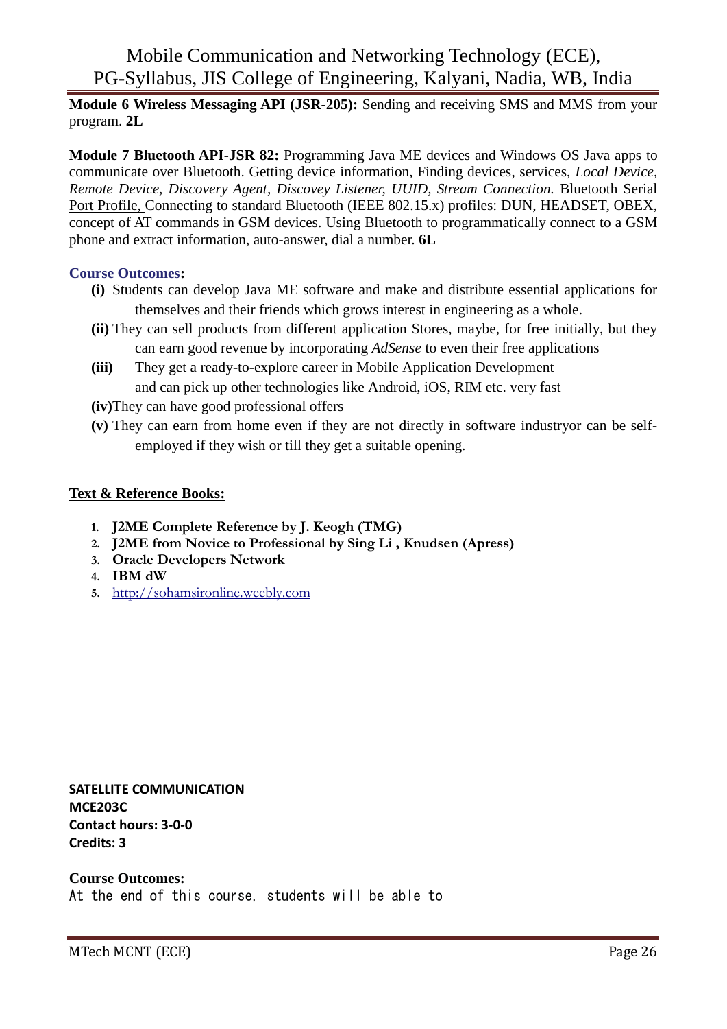**Module 6 Wireless Messaging API (JSR-205):** Sending and receiving SMS and MMS from your program. **2L**

**Module 7 Bluetooth API-JSR 82:** Programming Java ME devices and Windows OS Java apps to communicate over Bluetooth. Getting device information, Finding devices, services, *Local Device, Remote Device, Discovery Agent, Discovey Listener, UUID, Stream Connection.* Bluetooth Serial Port Profile, Connecting to standard Bluetooth (IEEE 802.15.x) profiles: DUN, HEADSET, OBEX, concept of AT commands in GSM devices. Using Bluetooth to programmatically connect to a GSM phone and extract information, auto-answer, dial a number. **6L**

**Course Outcomes:**

- **(i)** Students can develop Java ME software and make and distribute essential applications for themselves and their friends which grows interest in engineering as a whole.
- **(ii)** They can sell products from different application Stores, maybe, for free initially, but they can earn good revenue by incorporating *AdSense* to even their free applications
- **(iii)** They get a ready-to-explore career in Mobile Application Development and can pick up other technologies like Android, iOS, RIM etc. very fast
- **(iv)** They can have good professional offers
- **(v)** They can earn from home even if they are not directly in software industryor can be self-employed if they wish or till they get a suitable opening.

**Text & Reference Books:**

1. **J2ME Complete Reference by J. Keogh (TMG)**
2. **J2ME from Novice to Professional by Sing Li , Knudsen (Apress)**
3. **Oracle Developers Network**
4. **IBM dW**
5. http://sohamsironline.weebly.com

**SATELLITE COMMUNICATION**
**MCE203C**
**Contact hours: 3-0-0**
**Credits: 3**

**Course Outcomes:**

At the end of this course, students will be able to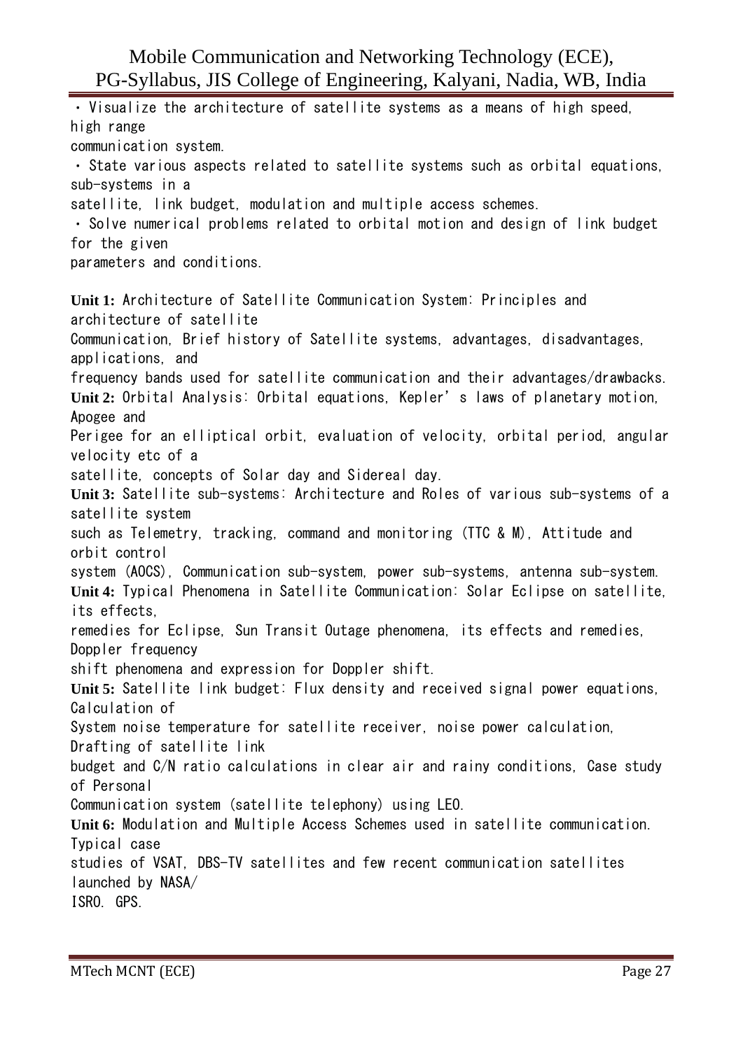- Visualize the architecture of satellite systems as a means of high speed, high range communication system.
- State various aspects related to satellite systems such as orbital equations, sub-systems in a satellite, link budget, modulation and multiple access schemes.
- Solve numerical problems related to orbital motion and design of link budget for the given parameters and conditions.

**Unit 1:** Architecture of Satellite Communication System: Principles and architecture of satellite Communication, Brief history of Satellite systems, advantages, disadvantages, applications, and frequency bands used for satellite communication and their advantages/drawbacks.

**Unit 2:** Orbital Analysis: Orbital equations, Kepler's laws of planetary motion, Apogee and Perigee for an elliptical orbit, evaluation of velocity, orbital period, angular velocity etc of a satellite, concepts of Solar day and Sidereal day.

**Unit 3:** Satellite sub-systems: Architecture and Roles of various sub-systems of a satellite system such as Telemetry, tracking, command and monitoring (TTC & M), Attitude and orbit control system (AOCS), Communication sub-system, power sub-systems, antenna sub-system.

**Unit 4:** Typical Phenomena in Satellite Communication: Solar Eclipse on satellite, its effects, remedies for Eclipse, Sun Transit Outage phenomena, its effects and remedies, Doppler frequency shift phenomena and expression for Doppler shift.

**Unit 5:** Satellite link budget: Flux density and received signal power equations, Calculation of System noise temperature for satellite receiver, noise power calculation, Drafting of satellite link budget and C/N ratio calculations in clear air and rainy conditions, Case study of Personal Communication system (satellite telephony) using LEO.

**Unit 6:** Modulation and Multiple Access Schemes used in satellite communication. Typical case studies of VSAT, DBS-TV satellites and few recent communication satellites launched by NASA/ ISRO. GPS.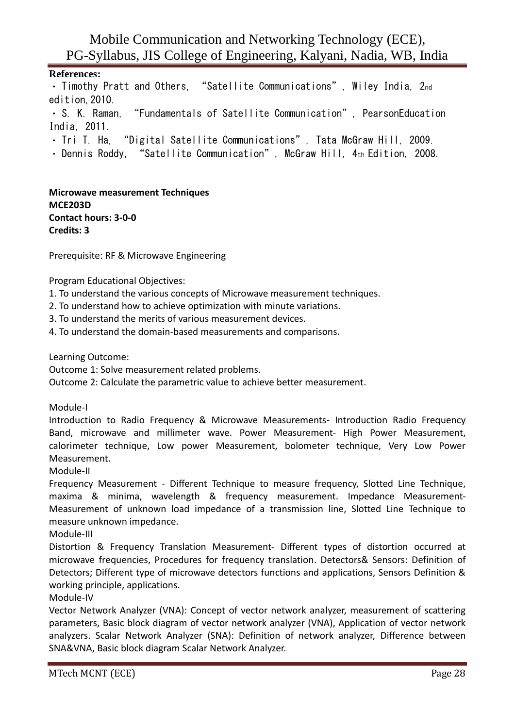**References:**

・Timothy Pratt and Others, "Satellite Communications", Wiley India, 2nd edition, 2010.

・S. K. Raman, "Fundamentals of Satellite Communication", PearsonEducation India, 2011.

・Tri T. Ha, "Digital Satellite Communications", Tata McGraw Hill, 2009.

・Dennis Roddy, "Satellite Communication", McGraw Hill, 4th Edition, 2008.

**Microwave measurement Techniques**
**MCE203D**
**Contact hours: 3-0-0**
**Credits: 3**

Prerequisite: RF & Microwave Engineering

Program Educational Objectives:

1. To understand the various concepts of Microwave measurement techniques.
2. To understand how to achieve optimization with minute variations.
3. To understand the merits of various measurement devices.
4. To understand the domain-based measurements and comparisons.

Learning Outcome:

Outcome 1: Solve measurement related problems.

Outcome 2: Calculate the parametric value to achieve better measurement.

Module-I

Introduction to Radio Frequency & Microwave Measurements- Introduction Radio Frequency Band, microwave and millimeter wave. Power Measurement- High Power Measurement, calorimeter technique, Low power Measurement, bolometer technique, Very Low Power Measurement.

Module-II

Frequency Measurement - Different Technique to measure frequency, Slotted Line Technique, maxima & minima, wavelength & frequency measurement. Impedance Measurement- Measurement of unknown load impedance of a transmission line, Slotted Line Technique to measure unknown impedance.

Module-III

Distortion & Frequency Translation Measurement- Different types of distortion occurred at microwave frequencies, Procedures for frequency translation. Detectors& Sensors: Definition of Detectors; Different type of microwave detectors functions and applications, Sensors Definition & working principle, applications.

Module-IV

Vector Network Analyzer (VNA): Concept of vector network analyzer, measurement of scattering parameters, Basic block diagram of vector network analyzer (VNA), Application of vector network analyzers. Scalar Network Analyzer (SNA): Definition of network analyzer, Difference between SNA&VNA, Basic block diagram Scalar Network Analyzer.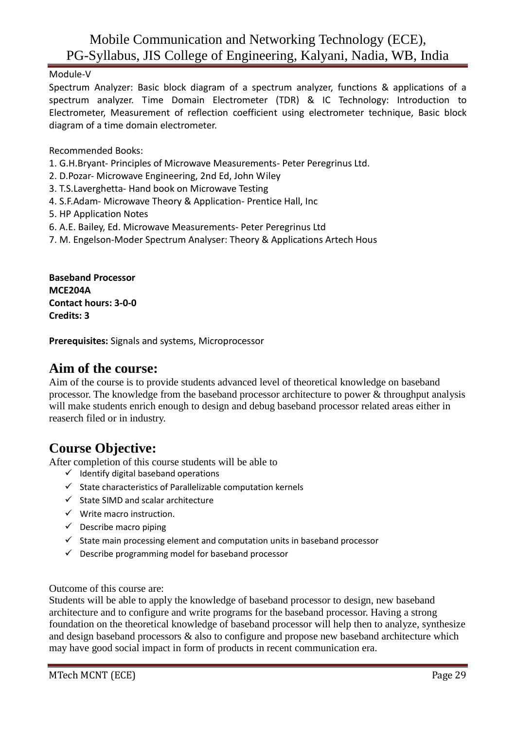Module-V

Spectrum Analyzer: Basic block diagram of a spectrum analyzer, functions & applications of a spectrum analyzer. Time Domain Electrometer (TDR) & IC Technology: Introduction to Electrometer, Measurement of reflection coefficient using electrometer technique, Basic block diagram of a time domain electrometer.

Recommended Books:

1. G.H.Bryant- Principles of Microwave Measurements- Peter Peregrinus Ltd.
2. D.Pozar- Microwave Engineering, 2nd Ed, John Wiley
3. T.S.Laverghetta- Hand book on Microwave Testing
4. S.F.Adam- Microwave Theory & Application- Prentice Hall, Inc
5. HP Application Notes
6. A.E. Bailey, Ed. Microwave Measurements- Peter Peregrinus Ltd
7. M. Engelson-Moder Spectrum Analyser: Theory & Applications Artech Hous

**Baseband Processor**
**MCE204A**
**Contact hours: 3-0-0**
**Credits: 3**

**Prerequisites:** Signals and systems, Microprocessor

## Aim of the course:

Aim of the course is to provide students advanced level of theoretical knowledge on baseband processor. The knowledge from the baseband processor architecture to power & throughput analysis will make students enrich enough to design and debug baseband processor related areas either in reaserch filed or in industry.

## Course Objective:

After completion of this course students will be able to

- ✓ Identify digital baseband operations
- ✓ State characteristics of Parallelizable computation kernels
- ✓ State SIMD and scalar architecture
- ✓ Write macro instruction.
- ✓ Describe macro piping
- ✓ State main processing element and computation units in baseband processor
- ✓ Describe programming model for baseband processor

Outcome of this course are:

Students will be able to apply the knowledge of baseband processor to design, new baseband architecture and to configure and write programs for the baseband processor. Having a strong foundation on the theoretical knowledge of baseband processor will help then to analyze, synthesize and design baseband processors & also to configure and propose new baseband architecture which may have good social impact in form of products in recent communication era.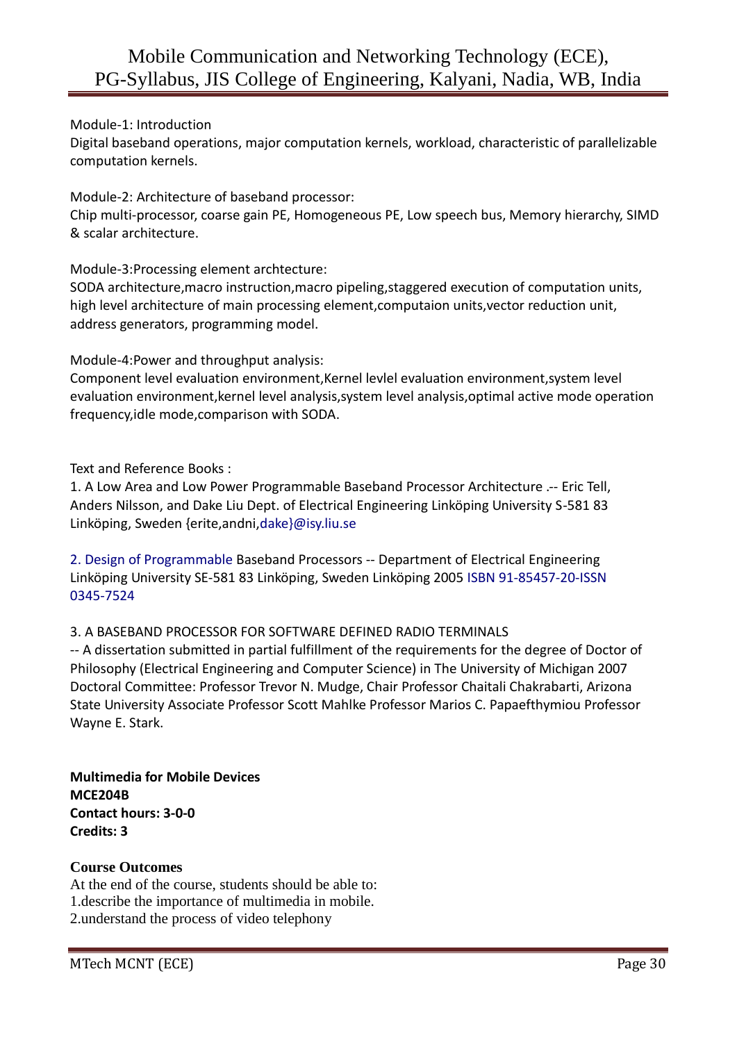Module-1: Introduction
Digital baseband operations, major computation kernels, workload, characteristic of parallelizable computation kernels.

Module-2: Architecture of baseband processor:
Chip multi-processor, coarse gain PE, Homogeneous PE, Low speech bus, Memory hierarchy, SIMD & scalar architecture.

Module-3:Processing element archtecture:
SODA architecture,macro instruction,macro pipeling,staggered execution of computation units, high level architecture of main processing element,computaion units,vector reduction unit, address generators, programming model.

Module-4:Power and throughput analysis:
Component level evaluation environment,Kernel levlel evaluation environment,system level evaluation environment,kernel level analysis,system level analysis,optimal active mode operation frequency,idle mode,comparison with SODA.

Text and Reference Books :

1. A Low Area and Low Power Programmable Baseband Processor Architecture .-- Eric Tell, Anders Nilsson, and Dake Liu Dept. of Electrical Engineering Linköping University S-581 83 Linköping, Sweden {erite,andni,dake}@isy.liu.se

2. Design of Programmable Baseband Processors -- Department of Electrical Engineering Linköping University SE-581 83 Linköping, Sweden Linköping 2005 ISBN 91-85457-20-ISSN 0345-7524

3. A BASEBAND PROCESSOR FOR SOFTWARE DEFINED RADIO TERMINALS
-- A dissertation submitted in partial fulfillment of the requirements for the degree of Doctor of Philosophy (Electrical Engineering and Computer Science) in The University of Michigan 2007 Doctoral Committee: Professor Trevor N. Mudge, Chair Professor Chaitali Chakrabarti, Arizona State University Associate Professor Scott Mahlke Professor Marios C. Papaefthymiou Professor Wayne E. Stark.

**Multimedia for Mobile Devices**
**MCE204B**
**Contact hours: 3-0-0**
**Credits: 3**

**Course Outcomes**

At the end of the course, students should be able to:
1.describe the importance of multimedia in mobile.
2.understand the process of video telephony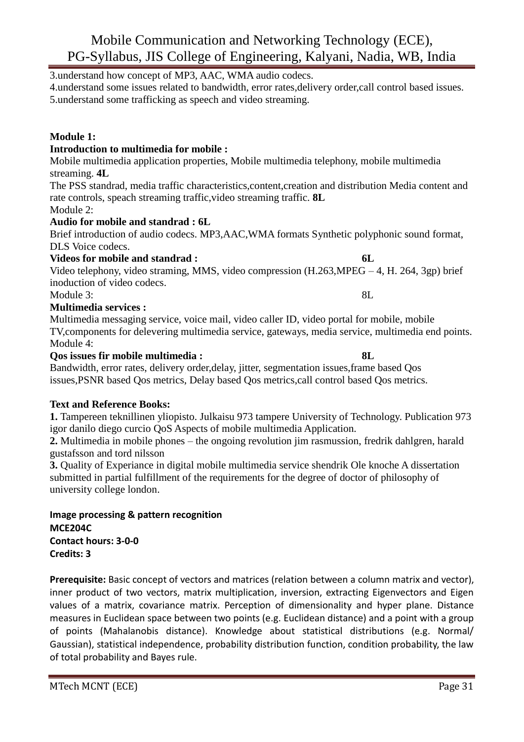3.understand how concept of MP3, AAC, WMA audio codecs.
4.understand some issues related to bandwidth, error rates,delivery order,call control based issues.
5.understand some trafficking as speech and video streaming.

**Module 1:**
**Introduction to multimedia for mobile :**
Mobile multimedia application properties, Mobile multimedia telephony, mobile multimedia streaming. **4L**
The PSS standrad, media traffic characteristics,content,creation and distribution Media content and rate controls, speach streaming traffic,video streaming traffic. **8L**
Module 2:
**Audio for mobile and standrad : 6L**
Brief introduction of audio codecs. MP3,AAC,WMA formats Synthetic polyphonic sound format, DLS Voice codecs.
**Videos for mobile and standrad : 6L**
Video telephony, video straming, MMS, video compression (H.263,MPEG – 4, H. 264, 3gp) brief inoduction of video codecs.
Module 3: 8L
**Multimedia services :**
Multimedia messaging service, voice mail, video caller ID, video portal for mobile, mobile TV,components for delevering multimedia service, gateways, media service, multimedia end points.
Module 4:
**Qos issues fir mobile multimedia : 8L**
Bandwidth, error rates, delivery order,delay, jitter, segmentation issues,frame based Qos issues,PSNR based Qos metrics, Delay based Qos metrics,call control based Qos metrics.

**Text and Reference Books:**
**1.** Tampereen teknillinen yliopisto. Julkaisu 973 tampere University of Technology. Publication 973 igor danilo diego curcio QoS Aspects of mobile multimedia Application.
**2.** Multimedia in mobile phones – the ongoing revolution jim rasmussion, fredrik dahlgren, harald gustafsson and tord nilsson
**3.** Quality of Experiance in digital mobile multimedia service shendrik Ole knoche A dissertation submitted in partial fulfillment of the requirements for the degree of doctor of philosophy of university college london.

**Image processing & pattern recognition**
**MCE204C**
**Contact hours: 3-0-0**
**Credits: 3**

**Prerequisite:** Basic concept of vectors and matrices (relation between a column matrix and vector), inner product of two vectors, matrix multiplication, inversion, extracting Eigenvectors and Eigen values of a matrix, covariance matrix. Perception of dimensionality and hyper plane. Distance measures in Euclidean space between two points (e.g. Euclidean distance) and a point with a group of points (Mahalanobis distance). Knowledge about statistical distributions (e.g. Normal/ Gaussian), statistical independence, probability distribution function, condition probability, the law of total probability and Bayes rule.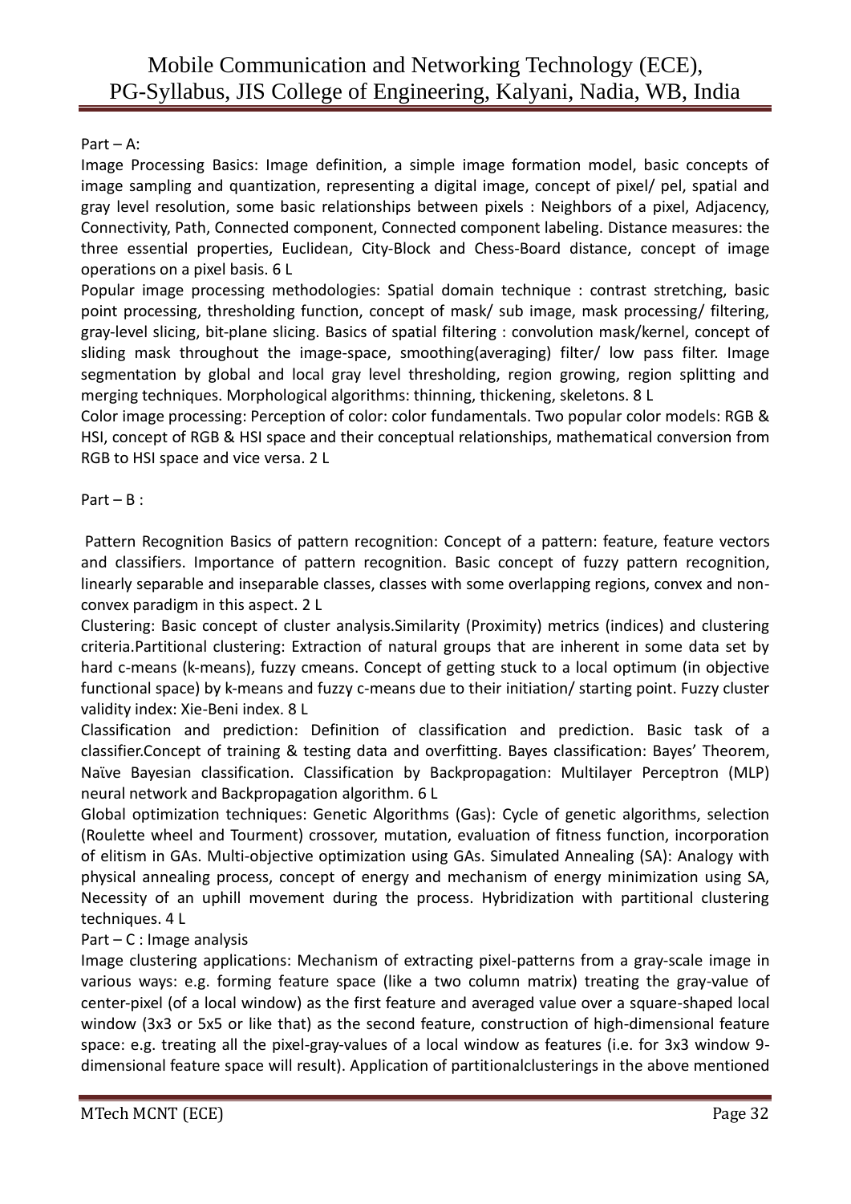Part – A:

Image Processing Basics: Image definition, a simple image formation model, basic concepts of image sampling and quantization, representing a digital image, concept of pixel/ pel, spatial and gray level resolution, some basic relationships between pixels : Neighbors of a pixel, Adjacency, Connectivity, Path, Connected component, Connected component labeling. Distance measures: the three essential properties, Euclidean, City-Block and Chess-Board distance, concept of image operations on a pixel basis. 6 L

Popular image processing methodologies: Spatial domain technique : contrast stretching, basic point processing, thresholding function, concept of mask/ sub image, mask processing/ filtering, gray-level slicing, bit-plane slicing. Basics of spatial filtering : convolution mask/kernel, concept of sliding mask throughout the image-space, smoothing(averaging) filter/ low pass filter. Image segmentation by global and local gray level thresholding, region growing, region splitting and merging techniques. Morphological algorithms: thinning, thickening, skeletons. 8 L

Color image processing: Perception of color: color fundamentals. Two popular color models: RGB & HSI, concept of RGB & HSI space and their conceptual relationships, mathematical conversion from RGB to HSI space and vice versa. 2 L

Part – B :

Pattern Recognition Basics of pattern recognition: Concept of a pattern: feature, feature vectors and classifiers. Importance of pattern recognition. Basic concept of fuzzy pattern recognition, linearly separable and inseparable classes, classes with some overlapping regions, convex and non-convex paradigm in this aspect. 2 L

Clustering: Basic concept of cluster analysis.Similarity (Proximity) metrics (indices) and clustering criteria.Partitional clustering: Extraction of natural groups that are inherent in some data set by hard c-means (k-means), fuzzy cmeans. Concept of getting stuck to a local optimum (in objective functional space) by k-means and fuzzy c-means due to their initiation/ starting point. Fuzzy cluster validity index: Xie-Beni index. 8 L

Classification and prediction: Definition of classification and prediction. Basic task of a classifier.Concept of training & testing data and overfitting. Bayes classification: Bayes' Theorem, Naïve Bayesian classification. Classification by Backpropagation: Multilayer Perceptron (MLP) neural network and Backpropagation algorithm. 6 L

Global optimization techniques: Genetic Algorithms (Gas): Cycle of genetic algorithms, selection (Roulette wheel and Tourment) crossover, mutation, evaluation of fitness function, incorporation of elitism in GAs. Multi-objective optimization using GAs. Simulated Annealing (SA): Analogy with physical annealing process, concept of energy and mechanism of energy minimization using SA, Necessity of an uphill movement during the process. Hybridization with partitional clustering techniques. 4 L

Part – C : Image analysis

Image clustering applications: Mechanism of extracting pixel-patterns from a gray-scale image in various ways: e.g. forming feature space (like a two column matrix) treating the gray-value of center-pixel (of a local window) as the first feature and averaged value over a square-shaped local window (3x3 or 5x5 or like that) as the second feature, construction of high-dimensional feature space: e.g. treating all the pixel-gray-values of a local window as features (i.e. for 3x3 window 9-dimensional feature space will result). Application of partitionalclusterings in the above mentioned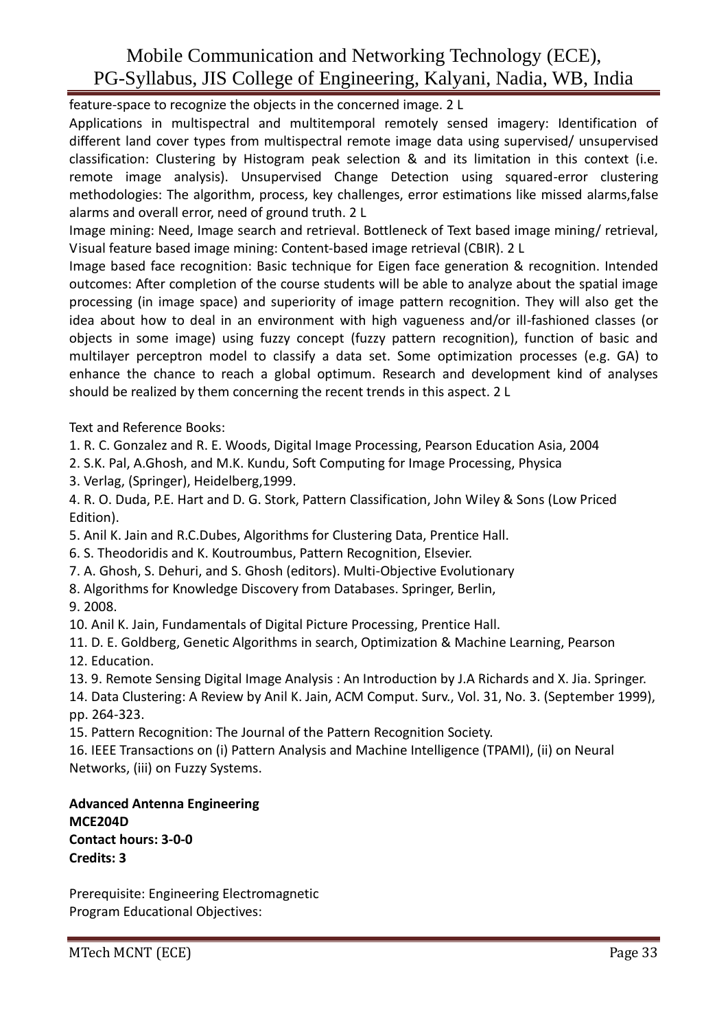feature-space to recognize the objects in the concerned image. 2 L

Applications in multispectral and multitemporal remotely sensed imagery: Identification of different land cover types from multispectral remote image data using supervised/ unsupervised classification: Clustering by Histogram peak selection & and its limitation in this context (i.e. remote image analysis). Unsupervised Change Detection using squared-error clustering methodologies: The algorithm, process, key challenges, error estimations like missed alarms,false alarms and overall error, need of ground truth. 2 L

Image mining: Need, Image search and retrieval. Bottleneck of Text based image mining/ retrieval, Visual feature based image mining: Content-based image retrieval (CBIR). 2 L

Image based face recognition: Basic technique for Eigen face generation & recognition. Intended outcomes: After completion of the course students will be able to analyze about the spatial image processing (in image space) and superiority of image pattern recognition. They will also get the idea about how to deal in an environment with high vagueness and/or ill-fashioned classes (or objects in some image) using fuzzy concept (fuzzy pattern recognition), function of basic and multilayer perceptron model to classify a data set. Some optimization processes (e.g. GA) to enhance the chance to reach a global optimum. Research and development kind of analyses should be realized by them concerning the recent trends in this aspect. 2 L

Text and Reference Books:

1. R. C. Gonzalez and R. E. Woods, Digital Image Processing, Pearson Education Asia, 2004
2. S.K. Pal, A.Ghosh, and M.K. Kundu, Soft Computing for Image Processing, Physica
3. Verlag, (Springer), Heidelberg,1999.
4. R. O. Duda, P.E. Hart and D. G. Stork, Pattern Classification, John Wiley & Sons (Low Priced Edition).
5. Anil K. Jain and R.C.Dubes, Algorithms for Clustering Data, Prentice Hall.
6. S. Theodoridis and K. Koutroumbus, Pattern Recognition, Elsevier.
7. A. Ghosh, S. Dehuri, and S. Ghosh (editors). Multi-Objective Evolutionary
8. Algorithms for Knowledge Discovery from Databases. Springer, Berlin,
9. 2008.
10. Anil K. Jain, Fundamentals of Digital Picture Processing, Prentice Hall.
11. D. E. Goldberg, Genetic Algorithms in search, Optimization & Machine Learning, Pearson
12. Education.
13. 9. Remote Sensing Digital Image Analysis : An Introduction by J.A Richards and X. Jia. Springer.
14. Data Clustering: A Review by Anil K. Jain, ACM Comput. Surv., Vol. 31, No. 3. (September 1999), pp. 264-323.
15. Pattern Recognition: The Journal of the Pattern Recognition Society.
16. IEEE Transactions on (i) Pattern Analysis and Machine Intelligence (TPAMI), (ii) on Neural Networks, (iii) on Fuzzy Systems.

**Advanced Antenna Engineering**
**MCE204D**
**Contact hours: 3-0-0**
**Credits: 3**

Prerequisite: Engineering Electromagnetic
Program Educational Objectives: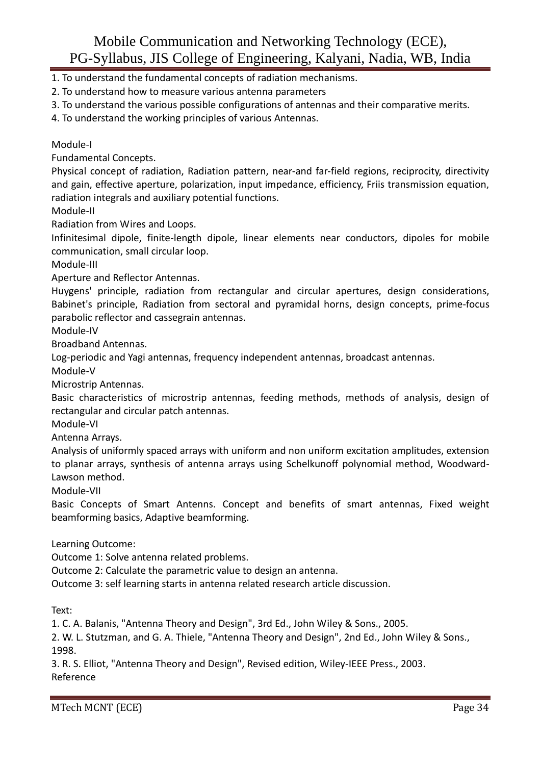1. To understand the fundamental concepts of radiation mechanisms.
2. To understand how to measure various antenna parameters
3. To understand the various possible configurations of antennas and their comparative merits.
4. To understand the working principles of various Antennas.

Module-I

Fundamental Concepts.

Physical concept of radiation, Radiation pattern, near-and far-field regions, reciprocity, directivity and gain, effective aperture, polarization, input impedance, efficiency, Friis transmission equation, radiation integrals and auxiliary potential functions.

Module-II

Radiation from Wires and Loops.

Infinitesimal dipole, finite-length dipole, linear elements near conductors, dipoles for mobile communication, small circular loop.

Module-III

Aperture and Reflector Antennas.

Huygens' principle, radiation from rectangular and circular apertures, design considerations, Babinet's principle, Radiation from sectoral and pyramidal horns, design concepts, prime-focus parabolic reflector and cassegrain antennas.

Module-IV

Broadband Antennas.

Log-periodic and Yagi antennas, frequency independent antennas, broadcast antennas.

Module-V

Microstrip Antennas.

Basic characteristics of microstrip antennas, feeding methods, methods of analysis, design of rectangular and circular patch antennas.

Module-VI

Antenna Arrays.

Analysis of uniformly spaced arrays with uniform and non uniform excitation amplitudes, extension to planar arrays, synthesis of antenna arrays using Schelkunoff polynomial method, Woodward-Lawson method.

Module-VII

Basic Concepts of Smart Antenns. Concept and benefits of smart antennas, Fixed weight beamforming basics, Adaptive beamforming.

Learning Outcome:

Outcome 1: Solve antenna related problems.

Outcome 2: Calculate the parametric value to design an antenna.

Outcome 3: self learning starts in antenna related research article discussion.

Text:

1. C. A. Balanis, "Antenna Theory and Design", 3rd Ed., John Wiley & Sons., 2005.
2. W. L. Stutzman, and G. A. Thiele, "Antenna Theory and Design", 2nd Ed., John Wiley & Sons., 1998.
3. R. S. Elliot, "Antenna Theory and Design", Revised edition, Wiley-IEEE Press., 2003.

Reference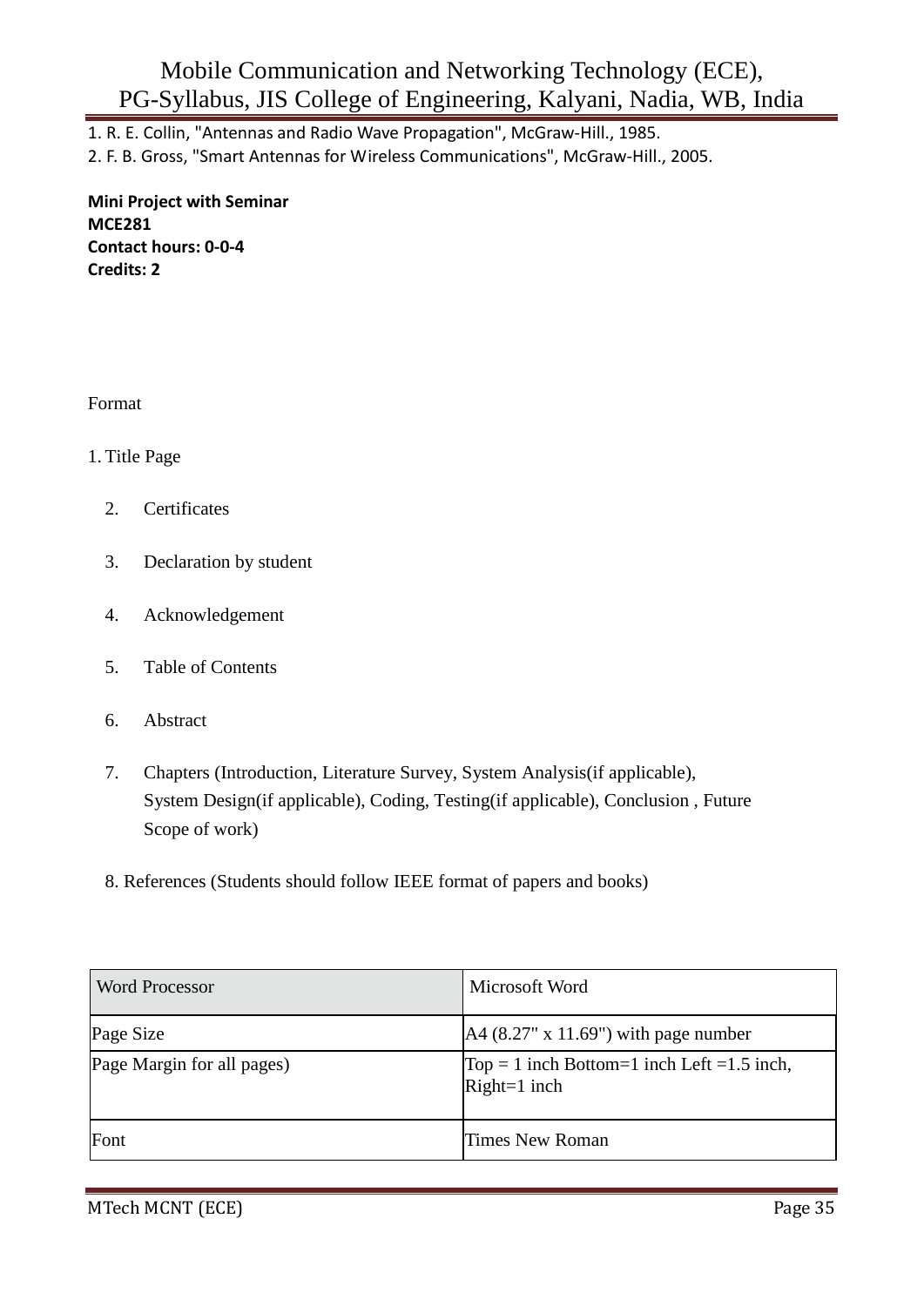1. R. E. Collin, "Antennas and Radio Wave Propagation", McGraw-Hill., 1985.
2. F. B. Gross, "Smart Antennas for Wireless Communications", McGraw-Hill., 2005.

**Mini Project with Seminar**
**MCE281**
**Contact hours: 0-0-4**
**Credits: 2**

Format

1. Title Page
2. Certificates
3. Declaration by student
4. Acknowledgement
5. Table of Contents
6. Abstract
7. Chapters (Introduction, Literature Survey, System Analysis(if applicable), System Design(if applicable), Coding, Testing(if applicable), Conclusion , Future Scope of work)
8. References (Students should follow IEEE format of papers and books)

| Word Processor | Microsoft Word |
|---|---|
| Page Size | A4 (8.27" x 11.69") with page number |
| Page Margin for all pages) | Top = 1 inch Bottom=1 inch Left =1.5 inch, Right=1 inch |
| Font | Times New Roman |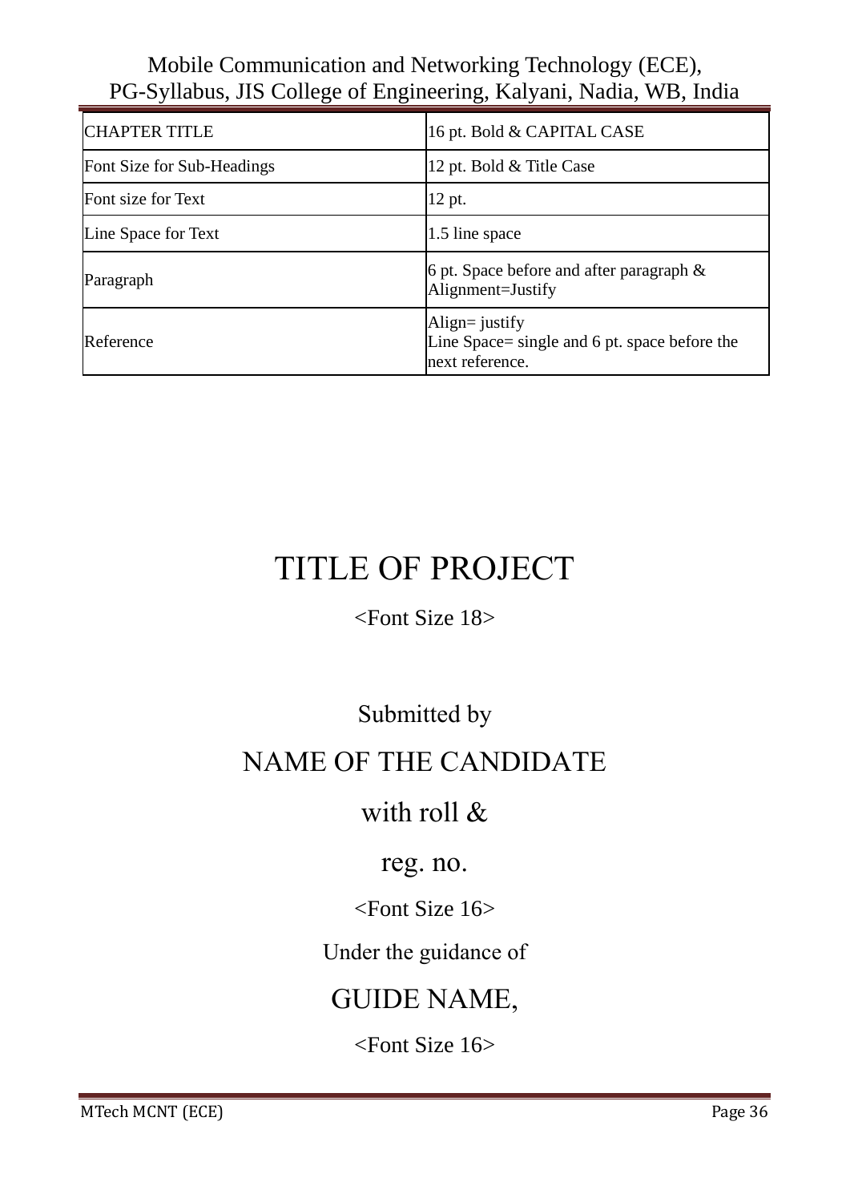| CHAPTER TITLE | 16 pt. Bold & CAPITAL CASE |
|---|---|
| Font Size for Sub-Headings | 12 pt. Bold & Title Case |
| Font size for Text | 12 pt. |
| Line Space for Text | 1.5 line space |
| Paragraph | 6 pt. Space before and after paragraph & Alignment=Justify |
| Reference | Align= justify<br>Line Space= single and 6 pt. space before the next reference. |

# TITLE OF PROJECT

<Font Size 18>

Submitted by

NAME OF THE CANDIDATE

with roll &

reg. no.

<Font Size 16>

Under the guidance of

GUIDE NAME,

<Font Size 16>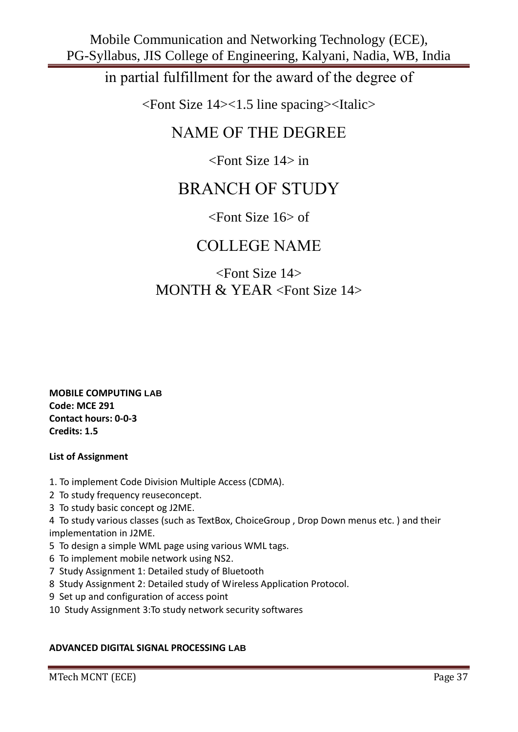in partial fulfillment for the award of the degree of

<Font Size 14><1.5 line spacing><Italic>

NAME OF THE DEGREE

<Font Size 14> in

BRANCH OF STUDY

<Font Size 16> of

COLLEGE NAME

<Font Size 14>
MONTH & YEAR <Font Size 14>

**MOBILE COMPUTING LAB**
**Code: MCE 291**
**Contact hours: 0-0-3**
**Credits: 1.5**

**List of Assignment**

1. To implement Code Division Multiple Access (CDMA).
2 To study frequency reuseconcept.
3 To study basic concept og J2ME.
4 To study various classes (such as TextBox, ChoiceGroup , Drop Down menus etc. ) and their implementation in J2ME.
5 To design a simple WML page using various WML tags.
6 To implement mobile network using NS2.
7 Study Assignment 1: Detailed study of Bluetooth
8 Study Assignment 2: Detailed study of Wireless Application Protocol.
9 Set up and configuration of access point
10 Study Assignment 3:To study network security softwares

**ADVANCED DIGITAL SIGNAL PROCESSING LAB**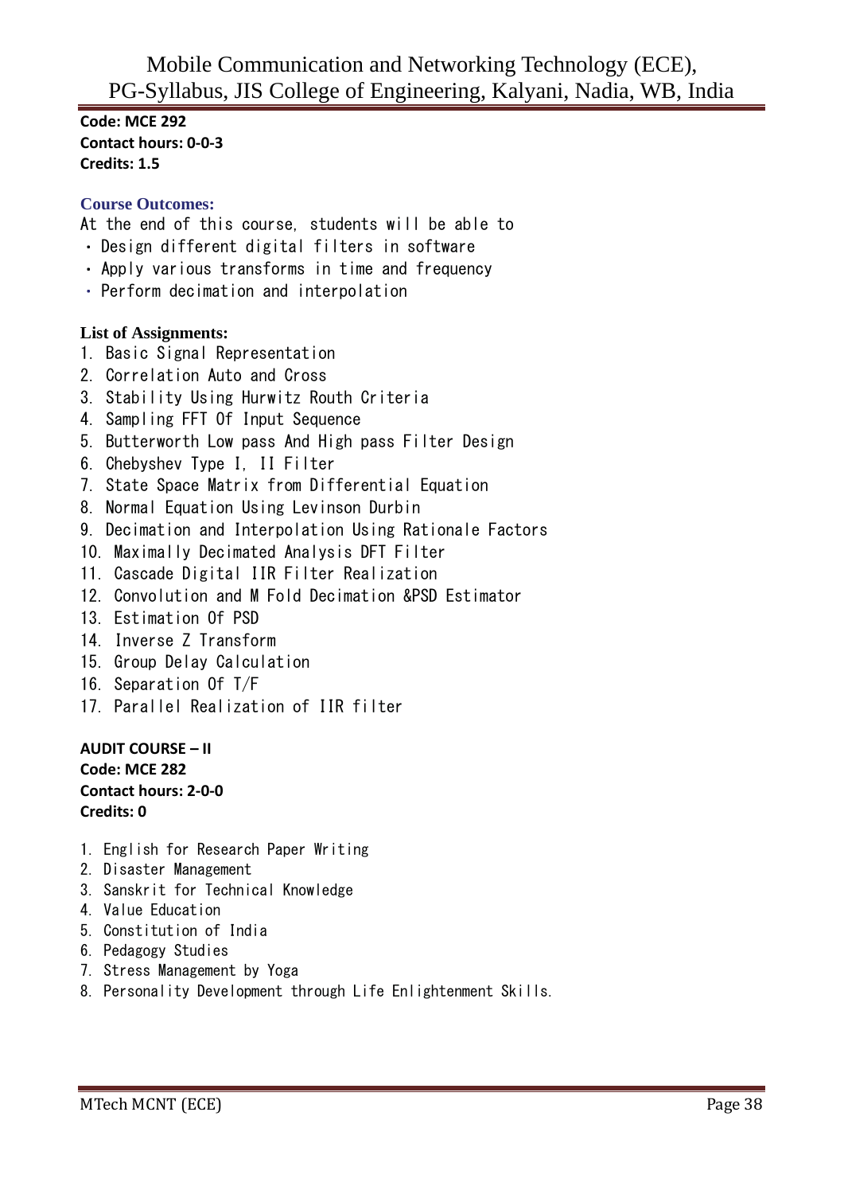**Code: MCE 292**
**Contact hours: 0-0-3**
**Credits: 1.5**

**Course Outcomes:**

At the end of this course, students will be able to

- Design different digital filters in software
- Apply various transforms in time and frequency
- Perform decimation and interpolation

**List of Assignments:**

1. Basic Signal Representation
2. Correlation Auto and Cross
3. Stability Using Hurwitz Routh Criteria
4. Sampling FFT Of Input Sequence
5. Butterworth Low pass And High pass Filter Design
6. Chebyshev Type I, II Filter
7. State Space Matrix from Differential Equation
8. Normal Equation Using Levinson Durbin
9. Decimation and Interpolation Using Rationale Factors
10. Maximally Decimated Analysis DFT Filter
11. Cascade Digital IIR Filter Realization
12. Convolution and M Fold Decimation &PSD Estimator
13. Estimation Of PSD
14. Inverse Z Transform
15. Group Delay Calculation
16. Separation Of T/F
17. Parallel Realization of IIR filter

**AUDIT COURSE – II**
**Code: MCE 282**
**Contact hours: 2-0-0**
**Credits: 0**

1. English for Research Paper Writing
2. Disaster Management
3. Sanskrit for Technical Knowledge
4. Value Education
5. Constitution of India
6. Pedagogy Studies
7. Stress Management by Yoga
8. Personality Development through Life Enlightenment Skills.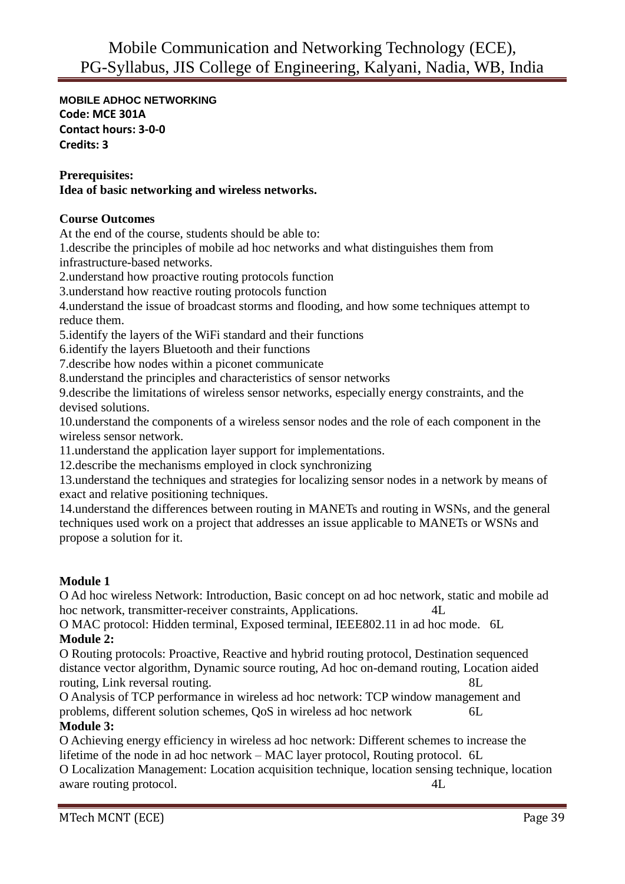**MOBILE ADHOC NETWORKING**
**Code: MCE 301A**
**Contact hours: 3-0-0**
**Credits: 3**

**Prerequisites:**
**Idea of basic networking and wireless networks.**

**Course Outcomes**

At the end of the course, students should be able to:

1.describe the principles of mobile ad hoc networks and what distinguishes them from infrastructure-based networks.
2.understand how proactive routing protocols function
3.understand how reactive routing protocols function
4.understand the issue of broadcast storms and flooding, and how some techniques attempt to reduce them.
5.identify the layers of the WiFi standard and their functions
6.identify the layers Bluetooth and their functions
7.describe how nodes within a piconet communicate
8.understand the principles and characteristics of sensor networks
9.describe the limitations of wireless sensor networks, especially energy constraints, and the devised solutions.
10.understand the components of a wireless sensor nodes and the role of each component in the wireless sensor network.
11.understand the application layer support for implementations.
12.describe the mechanisms employed in clock synchronizing
13.understand the techniques and strategies for localizing sensor nodes in a network by means of exact and relative positioning techniques.
14.understand the differences between routing in MANETs and routing in WSNs, and the general techniques used work on a project that addresses an issue applicable to MANETs or WSNs and propose a solution for it.

**Module 1**

O Ad hoc wireless Network: Introduction, Basic concept on ad hoc network, static and mobile ad hoc network, transmitter-receiver constraints, Applications. 4L
O MAC protocol: Hidden terminal, Exposed terminal, IEEE802.11 in ad hoc mode. 6L

**Module 2:**

O Routing protocols: Proactive, Reactive and hybrid routing protocol, Destination sequenced distance vector algorithm, Dynamic source routing, Ad hoc on-demand routing, Location aided routing, Link reversal routing. 8L
O Analysis of TCP performance in wireless ad hoc network: TCP window management and problems, different solution schemes, QoS in wireless ad hoc network 6L

**Module 3:**

O Achieving energy efficiency in wireless ad hoc network: Different schemes to increase the lifetime of the node in ad hoc network – MAC layer protocol, Routing protocol. 6L
O Localization Management: Location acquisition technique, location sensing technique, location aware routing protocol. 4L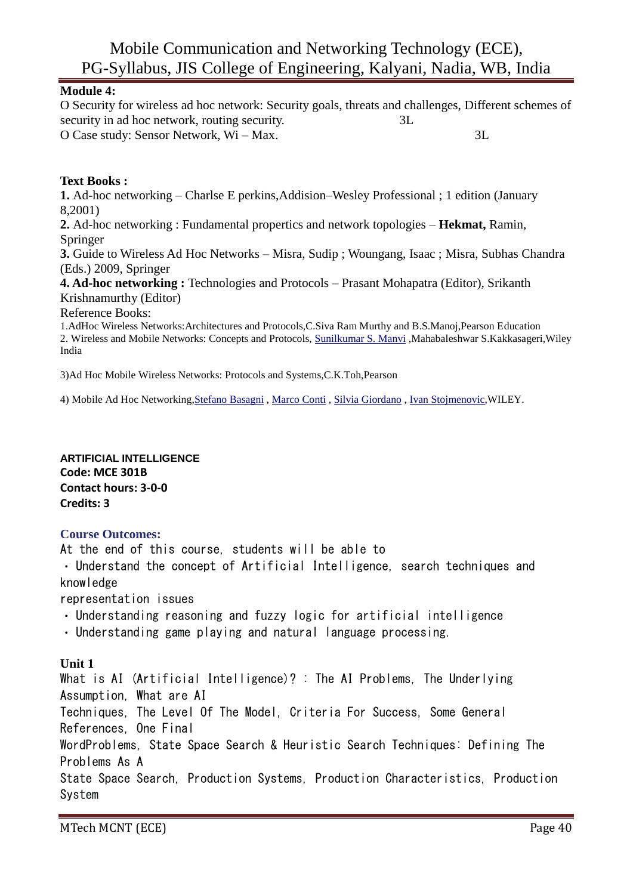**Module 4:**

O Security for wireless ad hoc network: Security goals, threats and challenges, Different schemes of security in ad hoc network, routing security. 3L

O Case study: Sensor Network, Wi – Max. 3L

**Text Books :**

**1.** Ad-hoc networking – Charlse E perkins,Addision–Wesley Professional ; 1 edition (January 8,2001)

**2.** Ad-hoc networking : Fundamental propertics and network topologies – **Hekmat,** Ramin, Springer

**3.** Guide to Wireless Ad Hoc Networks – Misra, Sudip ; Woungang, Isaac ; Misra, Subhas Chandra (Eds.) 2009, Springer

**4. Ad-hoc networking :** Technologies and Protocols – Prasant Mohapatra (Editor), Srikanth Krishnamurthy (Editor)

Reference Books:

1.AdHoc Wireless Networks:Architectures and Protocols,C.Siva Ram Murthy and B.S.Manoj,Pearson Education

2. Wireless and Mobile Networks: Concepts and Protocols, Sunilkumar S. Manvi ,Mahabaleshwar S.Kakkasageri,Wiley India

3)Ad Hoc Mobile Wireless Networks: Protocols and Systems,C.K.Toh,Pearson

4) Mobile Ad Hoc Networking,Stefano Basagni , Marco Conti , Silvia Giordano , Ivan Stojmenovic,WILEY.

**ARTIFICIAL INTELLIGENCE**

**Code: MCE 301B**

**Contact hours: 3-0-0**

**Credits: 3**

**Course Outcomes:**

At the end of this course, students will be able to

- Understand the concept of Artificial Intelligence, search techniques and knowledge representation issues
- Understanding reasoning and fuzzy logic for artificial intelligence
- Understanding game playing and natural language processing.

**Unit 1**

What is AI (Artificial Intelligence)? : The AI Problems, The Underlying Assumption, What are AI Techniques, The Level Of The Model, Criteria For Success, Some General References, One Final WordProblems, State Space Search & Heuristic Search Techniques: Defining The Problems As A State Space Search, Production Systems, Production Characteristics, Production System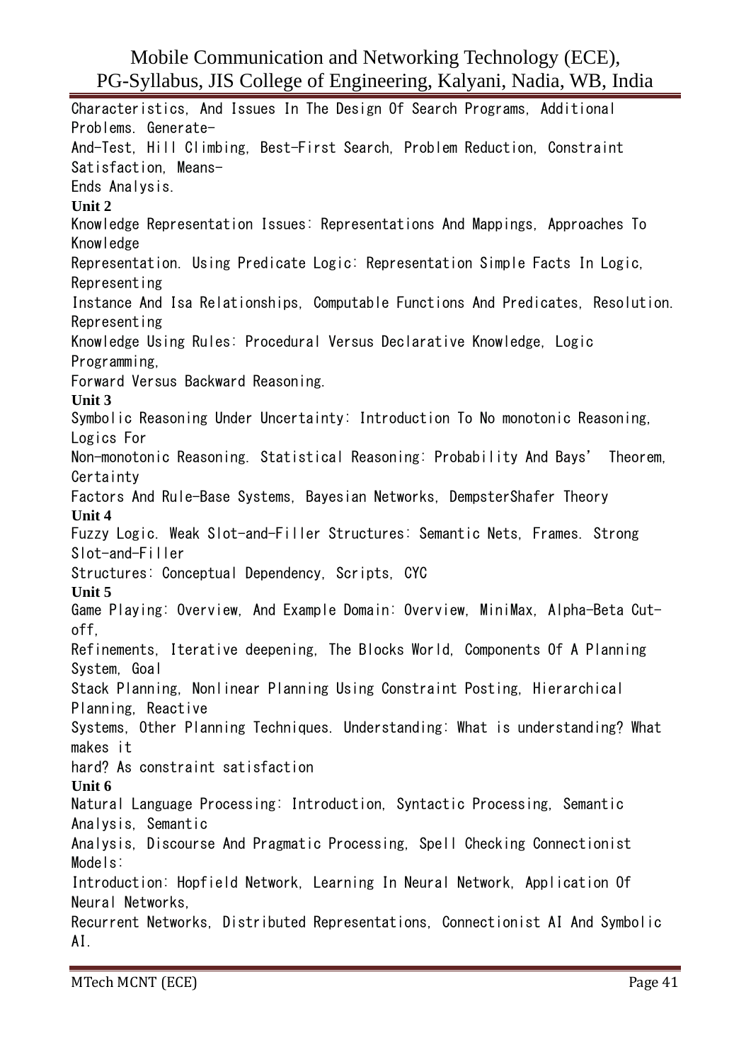Characteristics, And Issues In The Design Of Search Programs, Additional Problems. Generate-And-Test, Hill Climbing, Best-First Search, Problem Reduction, Constraint Satisfaction, Means-Ends Analysis.

**Unit 2**

Knowledge Representation Issues: Representations And Mappings, Approaches To Knowledge Representation. Using Predicate Logic: Representation Simple Facts In Logic, Representing Instance And Isa Relationships, Computable Functions And Predicates, Resolution. Representing Knowledge Using Rules: Procedural Versus Declarative Knowledge, Logic Programming, Forward Versus Backward Reasoning.

**Unit 3**

Symbolic Reasoning Under Uncertainty: Introduction To No monotonic Reasoning, Logics For Non-monotonic Reasoning. Statistical Reasoning: Probability And Bays' Theorem, Certainty Factors And Rule-Base Systems, Bayesian Networks, DempsterShafer Theory

**Unit 4**

Fuzzy Logic. Weak Slot-and-Filler Structures: Semantic Nets, Frames. Strong Slot-and-Filler Structures: Conceptual Dependency, Scripts, CYC

**Unit 5**

Game Playing: Overview, And Example Domain: Overview, MiniMax, Alpha-Beta Cut-off, Refinements, Iterative deepening, The Blocks World, Components Of A Planning System, Goal Stack Planning, Nonlinear Planning Using Constraint Posting, Hierarchical Planning, Reactive Systems, Other Planning Techniques. Understanding: What is understanding? What makes it hard? As constraint satisfaction

**Unit 6**

Natural Language Processing: Introduction, Syntactic Processing, Semantic Analysis, Semantic Analysis, Discourse And Pragmatic Processing, Spell Checking Connectionist Models: Introduction: Hopfield Network, Learning In Neural Network, Application Of Neural Networks, Recurrent Networks, Distributed Representations, Connectionist AI And Symbolic AI.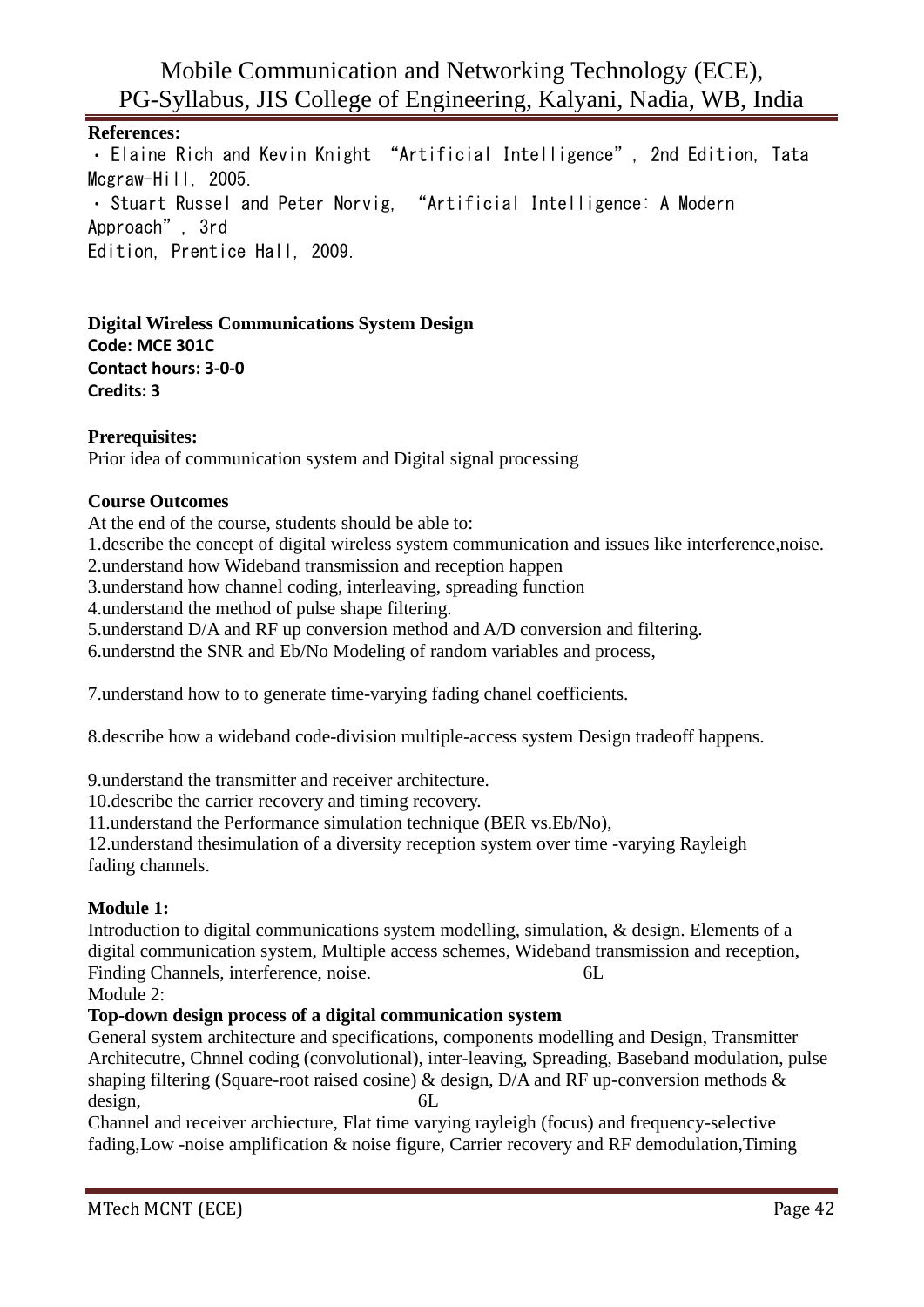**References:**

・Elaine Rich and Kevin Knight "Artificial Intelligence", 2nd Edition, Tata Mcgraw-Hill, 2005.

・Stuart Russel and Peter Norvig, "Artificial Intelligence: A Modern Approach", 3rd
Edition, Prentice Hall, 2009.

**Digital Wireless Communications System Design**
**Code: MCE 301C**
**Contact hours: 3-0-0**
**Credits: 3**

**Prerequisites:**
Prior idea of communication system and Digital signal processing

**Course Outcomes**
At the end of the course, students should be able to:
1.describe the concept of digital wireless system communication and issues like interference,noise.
2.understand how Wideband transmission and reception happen
3.understand how channel coding, interleaving, spreading function
4.understand the method of pulse shape filtering.
5.understand D/A and RF up conversion method and A/D conversion and filtering.
6.understnd the SNR and Eb/No Modeling of random variables and process,

7.understand how to to generate time-varying fading chanel coefficients.

8.describe how a wideband code-division multiple-access system Design tradeoff happens.

9.understand the transmitter and receiver architecture.
10.describe the carrier recovery and timing recovery.
11.understand the Performance simulation technique (BER vs.Eb/No),
12.understand thesimulation of a diversity reception system over time -varying Rayleigh fading channels.

**Module 1:**
Introduction to digital communications system modelling, simulation, & design. Elements of a digital communication system, Multiple access schemes, Wideband transmission and reception, Finding Channels, interference, noise. 6L
Module 2:
**Top-down design process of a digital communication system**
General system architecture and specifications, components modelling and Design, Transmitter Architecutre, Chnnel coding (convolutional), inter-leaving, Spreading, Baseband modulation, pulse shaping filtering (Square-root raised cosine) & design, D/A and RF up-conversion methods & design, 6L
Channel and receiver archiecture, Flat time varying rayleigh (focus) and frequency-selective fading,Low -noise amplification & noise figure, Carrier recovery and RF demodulation,Timing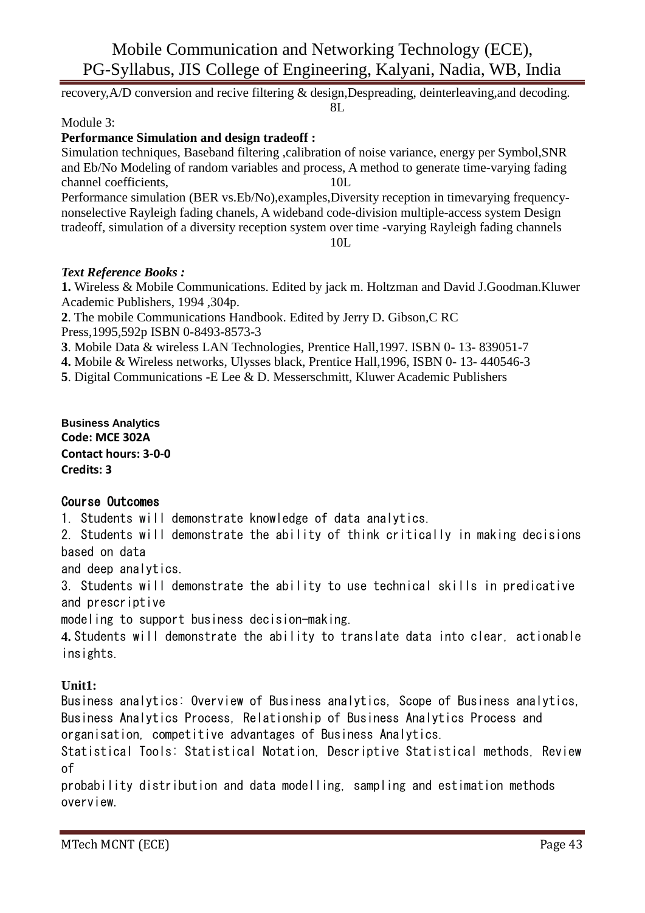recovery,A/D conversion and recive filtering & design,Despreading, deinterleaving,and decoding. 8L

Module 3:

**Performance Simulation and design tradeoff :**

Simulation techniques, Baseband filtering ,calibration of noise variance, energy per Symbol,SNR and Eb/No Modeling of random variables and process, A method to generate time-varying fading channel coefficients, 10L

Performance simulation (BER vs.Eb/No),examples,Diversity reception in timevarying frequency-nonselective Rayleigh fading chanels, A wideband code-division multiple-access system Design tradeoff, simulation of a diversity reception system over time -varying Rayleigh fading channels 10L

***Text Reference Books :***

**1.** Wireless & Mobile Communications. Edited by jack m. Holtzman and David J.Goodman.Kluwer Academic Publishers, 1994 ,304p.

**2**. The mobile Communications Handbook. Edited by Jerry D. Gibson,C RC Press,1995,592p ISBN 0-8493-8573-3

**3**. Mobile Data & wireless LAN Technologies, Prentice Hall,1997. ISBN 0- 13- 839051-7

**4.** Mobile & Wireless networks, Ulysses black, Prentice Hall,1996, ISBN 0- 13- 440546-3

**5**. Digital Communications -E Lee & D. Messerschmitt, Kluwer Academic Publishers

**Business Analytics**
**Code: MCE 302A**
**Contact hours: 3-0-0**
**Credits: 3**

## Course Outcomes

1. Students will demonstrate knowledge of data analytics.
2. Students will demonstrate the ability of think critically in making decisions based on data and deep analytics.
3. Students will demonstrate the ability to use technical skills in predicative and prescriptive modeling to support business decision-making.
4. Students will demonstrate the ability to translate data into clear, actionable insights.

**Unit1:**

Business analytics: Overview of Business analytics, Scope of Business analytics, Business Analytics Process, Relationship of Business Analytics Process and organisation, competitive advantages of Business Analytics.

Statistical Tools: Statistical Notation, Descriptive Statistical methods, Review of probability distribution and data modelling, sampling and estimation methods overview.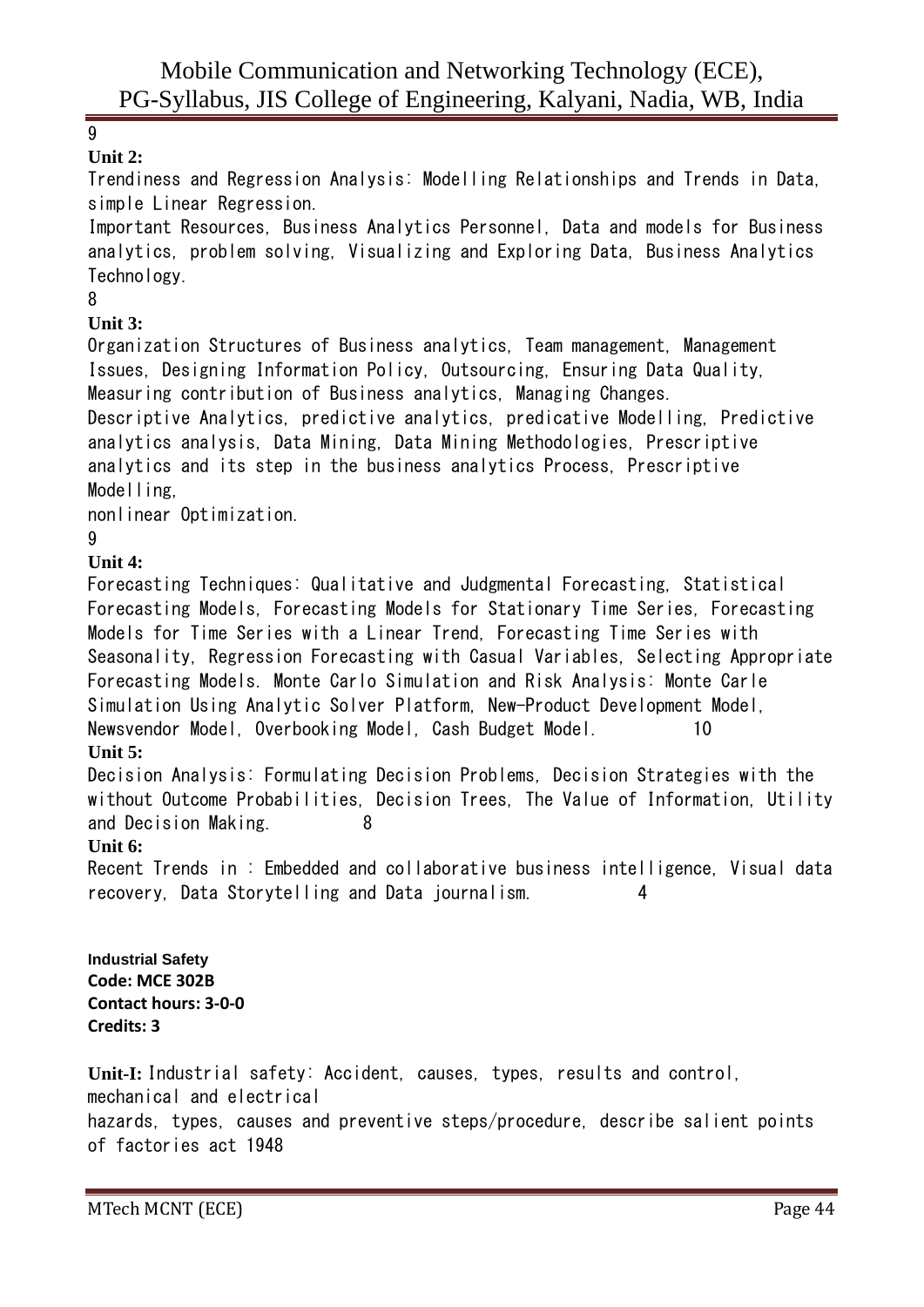9

**Unit 2:**

Trendiness and Regression Analysis: Modelling Relationships and Trends in Data, simple Linear Regression.

Important Resources, Business Analytics Personnel, Data and models for Business analytics, problem solving, Visualizing and Exploring Data, Business Analytics Technology.

8

**Unit 3:**

Organization Structures of Business analytics, Team management, Management Issues, Designing Information Policy, Outsourcing, Ensuring Data Quality, Measuring contribution of Business analytics, Managing Changes.

Descriptive Analytics, predictive analytics, predicative Modelling, Predictive analytics analysis, Data Mining, Data Mining Methodologies, Prescriptive analytics and its step in the business analytics Process, Prescriptive Modelling,

nonlinear Optimization.

9

**Unit 4:**

Forecasting Techniques: Qualitative and Judgmental Forecasting, Statistical Forecasting Models, Forecasting Models for Stationary Time Series, Forecasting Models for Time Series with a Linear Trend, Forecasting Time Series with Seasonality, Regression Forecasting with Casual Variables, Selecting Appropriate Forecasting Models. Monte Carlo Simulation and Risk Analysis: Monte Carle Simulation Using Analytic Solver Platform, New-Product Development Model, Newsvendor Model, Overbooking Model, Cash Budget Model. 10

**Unit 5:**

Decision Analysis: Formulating Decision Problems, Decision Strategies with the without Outcome Probabilities, Decision Trees, The Value of Information, Utility and Decision Making. 8

**Unit 6:**

Recent Trends in : Embedded and collaborative business intelligence, Visual data recovery, Data Storytelling and Data journalism. 4

**Industrial Safety**
**Code: MCE 302B**
**Contact hours: 3-0-0**
**Credits: 3**

**Unit-I:** Industrial safety: Accident, causes, types, results and control, mechanical and electrical hazards, types, causes and preventive steps/procedure, describe salient points of factories act 1948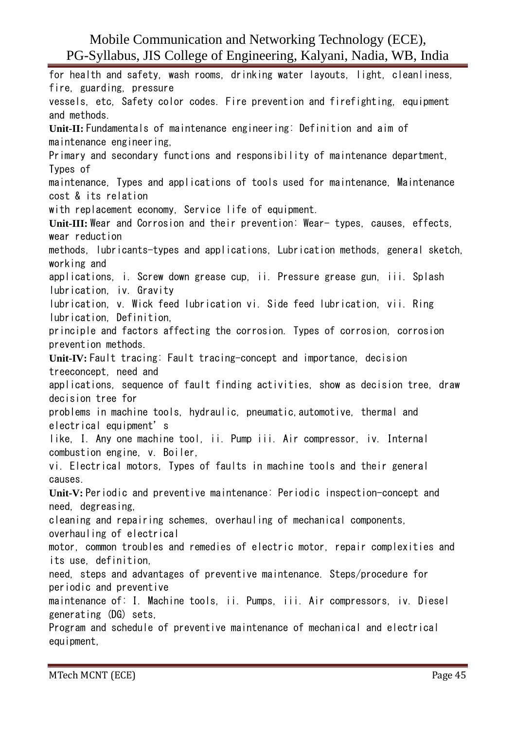for health and safety, wash rooms, drinking water layouts, light, cleanliness, fire, guarding, pressure vessels, etc, Safety color codes. Fire prevention and firefighting, equipment and methods.

**Unit-II:** Fundamentals of maintenance engineering: Definition and aim of maintenance engineering, Primary and secondary functions and responsibility of maintenance department, Types of maintenance, Types and applications of tools used for maintenance, Maintenance cost & its relation with replacement economy, Service life of equipment.

**Unit-III:** Wear and Corrosion and their prevention: Wear- types, causes, effects, wear reduction methods, lubricants-types and applications, Lubrication methods, general sketch, working and applications, i. Screw down grease cup, ii. Pressure grease gun, iii. Splash lubrication, iv. Gravity lubrication, v. Wick feed lubrication vi. Side feed lubrication, vii. Ring lubrication, Definition, principle and factors affecting the corrosion. Types of corrosion, corrosion prevention methods.

**Unit-IV:** Fault tracing: Fault tracing-concept and importance, decision treeconcept, need and applications, sequence of fault finding activities, show as decision tree, draw decision tree for problems in machine tools, hydraulic, pneumatic,automotive, thermal and electrical equipment's like, I. Any one machine tool, ii. Pump iii. Air compressor, iv. Internal combustion engine, v. Boiler, vi. Electrical motors, Types of faults in machine tools and their general causes.

**Unit-V:** Periodic and preventive maintenance: Periodic inspection-concept and need, degreasing, cleaning and repairing schemes, overhauling of mechanical components, overhauling of electrical motor, common troubles and remedies of electric motor, repair complexities and its use, definition, need, steps and advantages of preventive maintenance. Steps/procedure for periodic and preventive maintenance of: I. Machine tools, ii. Pumps, iii. Air compressors, iv. Diesel generating (DG) sets, Program and schedule of preventive maintenance of mechanical and electrical equipment,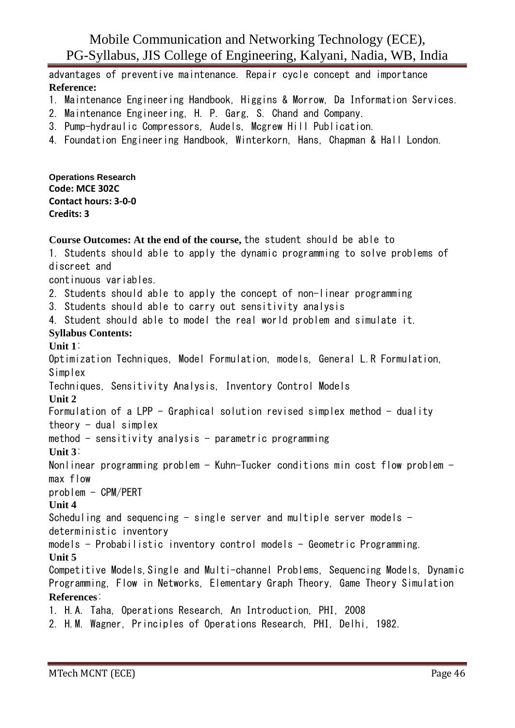advantages of preventive maintenance. Repair cycle concept and importance

**Reference:**

1. Maintenance Engineering Handbook, Higgins & Morrow, Da Information Services.
2. Maintenance Engineering, H. P. Garg, S. Chand and Company.
3. Pump-hydraulic Compressors, Audels, Mcgrew Hill Publication.
4. Foundation Engineering Handbook, Winterkorn, Hans, Chapman & Hall London.

**Operations Research**
**Code: MCE 302C**
**Contact hours: 3-0-0**
**Credits: 3**

**Course Outcomes: At the end of the course,** the student should be able to

1. Students should able to apply the dynamic programming to solve problems of discreet and continuous variables.
2. Students should able to apply the concept of non-linear programming
3. Students should able to carry out sensitivity analysis
4. Student should able to model the real world problem and simulate it.

**Syllabus Contents:**

**Unit 1**:

Optimization Techniques, Model Formulation, models, General L.R Formulation, Simplex Techniques, Sensitivity Analysis, Inventory Control Models

**Unit 2**

Formulation of a LPP - Graphical solution revised simplex method - duality theory - dual simplex method - sensitivity analysis - parametric programming

**Unit 3**:

Nonlinear programming problem - Kuhn-Tucker conditions min cost flow problem - max flow problem - CPM/PERT

**Unit 4**

Scheduling and sequencing - single server and multiple server models - deterministic inventory models - Probabilistic inventory control models - Geometric Programming.

**Unit 5**

Competitive Models,Single and Multi-channel Problems, Sequencing Models, Dynamic Programming, Flow in Networks, Elementary Graph Theory, Game Theory Simulation

**References**:

1. H.A. Taha, Operations Research, An Introduction, PHI, 2008
2. H.M. Wagner, Principles of Operations Research, PHI, Delhi, 1982.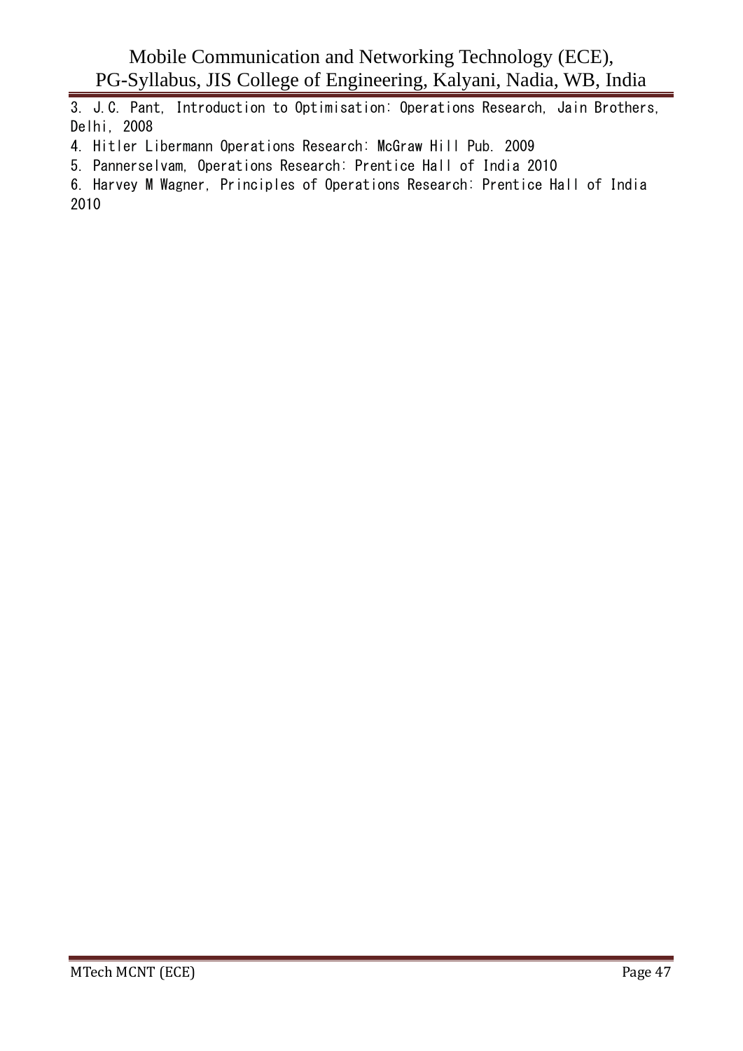3. J.C. Pant, Introduction to Optimisation: Operations Research, Jain Brothers, Delhi, 2008
4. Hitler Libermann Operations Research: McGraw Hill Pub. 2009
5. Pannerselvam, Operations Research: Prentice Hall of India 2010
6. Harvey M Wagner, Principles of Operations Research: Prentice Hall of India 2010